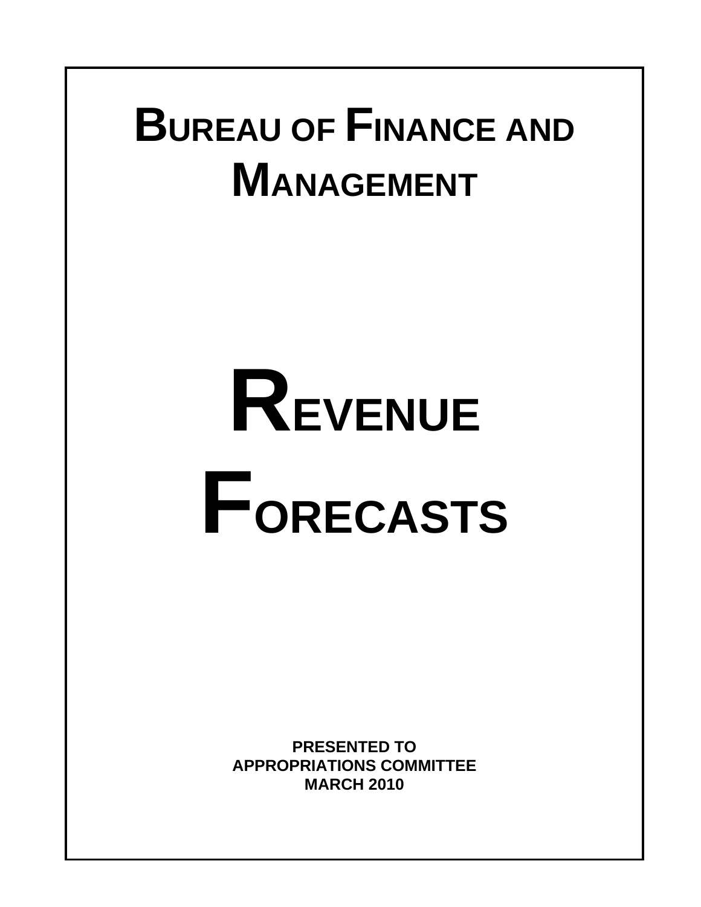# Bureau of Finance and Management

# Revenue Forecasts

**PRESENTED TO**
**APPROPRIATIONS COMMITTEE**
**MARCH 2010**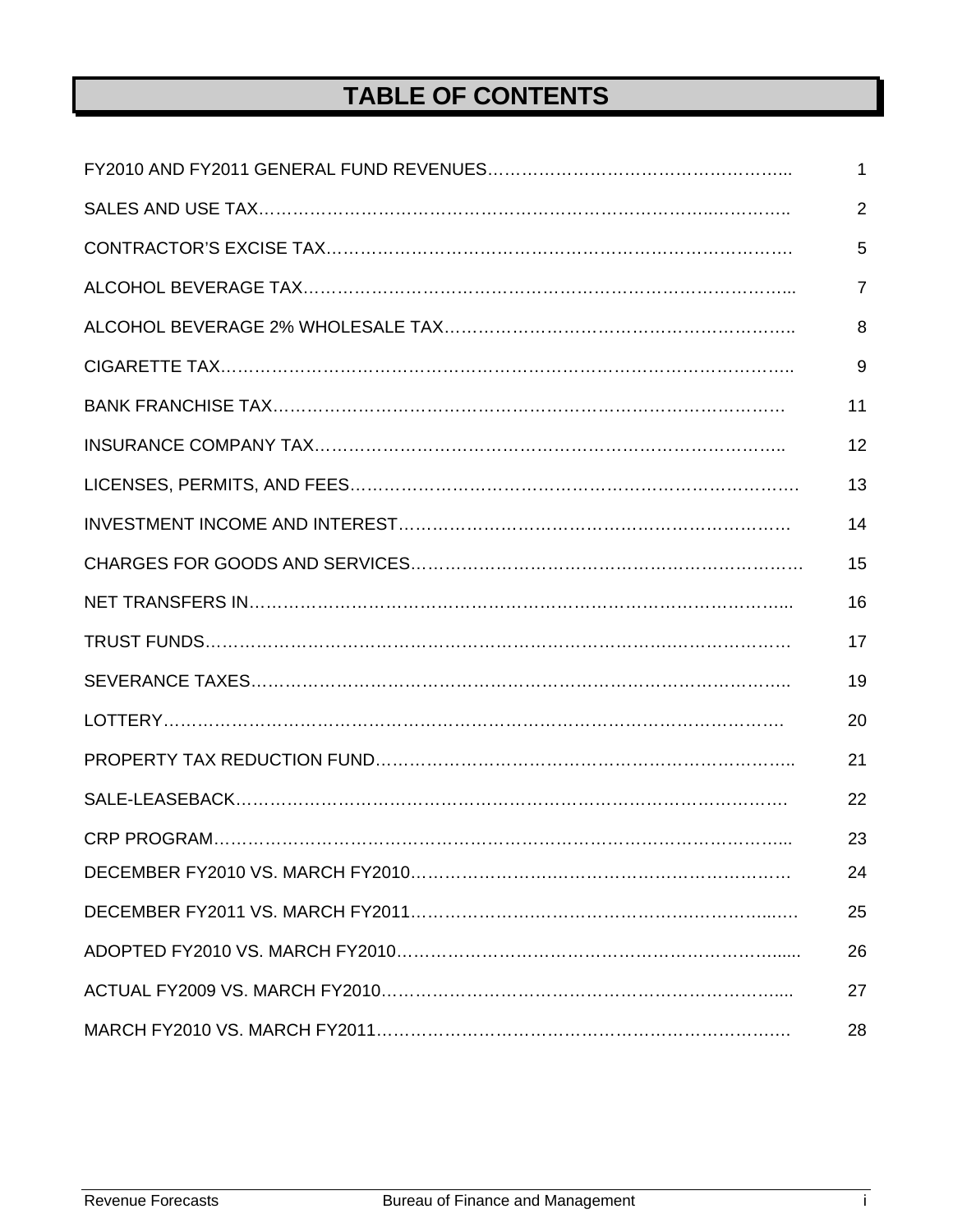# TABLE OF CONTENTS

| | |
|---|---|
| FY2010 AND FY2011 GENERAL FUND REVENUES | 1 |
| SALES AND USE TAX | 2 |
| CONTRACTOR'S EXCISE TAX | 5 |
| ALCOHOL BEVERAGE TAX | 7 |
| ALCOHOL BEVERAGE 2% WHOLESALE TAX | 8 |
| CIGARETTE TAX | 9 |
| BANK FRANCHISE TAX | 11 |
| INSURANCE COMPANY TAX | 12 |
| LICENSES, PERMITS, AND FEES | 13 |
| INVESTMENT INCOME AND INTEREST | 14 |
| CHARGES FOR GOODS AND SERVICES | 15 |
| NET TRANSFERS IN | 16 |
| TRUST FUNDS | 17 |
| SEVERANCE TAXES | 19 |
| LOTTERY | 20 |
| PROPERTY TAX REDUCTION FUND | 21 |
| SALE-LEASEBACK | 22 |
| CRP PROGRAM | 23 |
| DECEMBER FY2010 VS. MARCH FY2010 | 24 |
| DECEMBER FY2011 VS. MARCH FY2011 | 25 |
| ADOPTED FY2010 VS. MARCH FY2010 | 26 |
| ACTUAL FY2009 VS. MARCH FY2010 | 27 |
| MARCH FY2010 VS. MARCH FY2011 | 28 |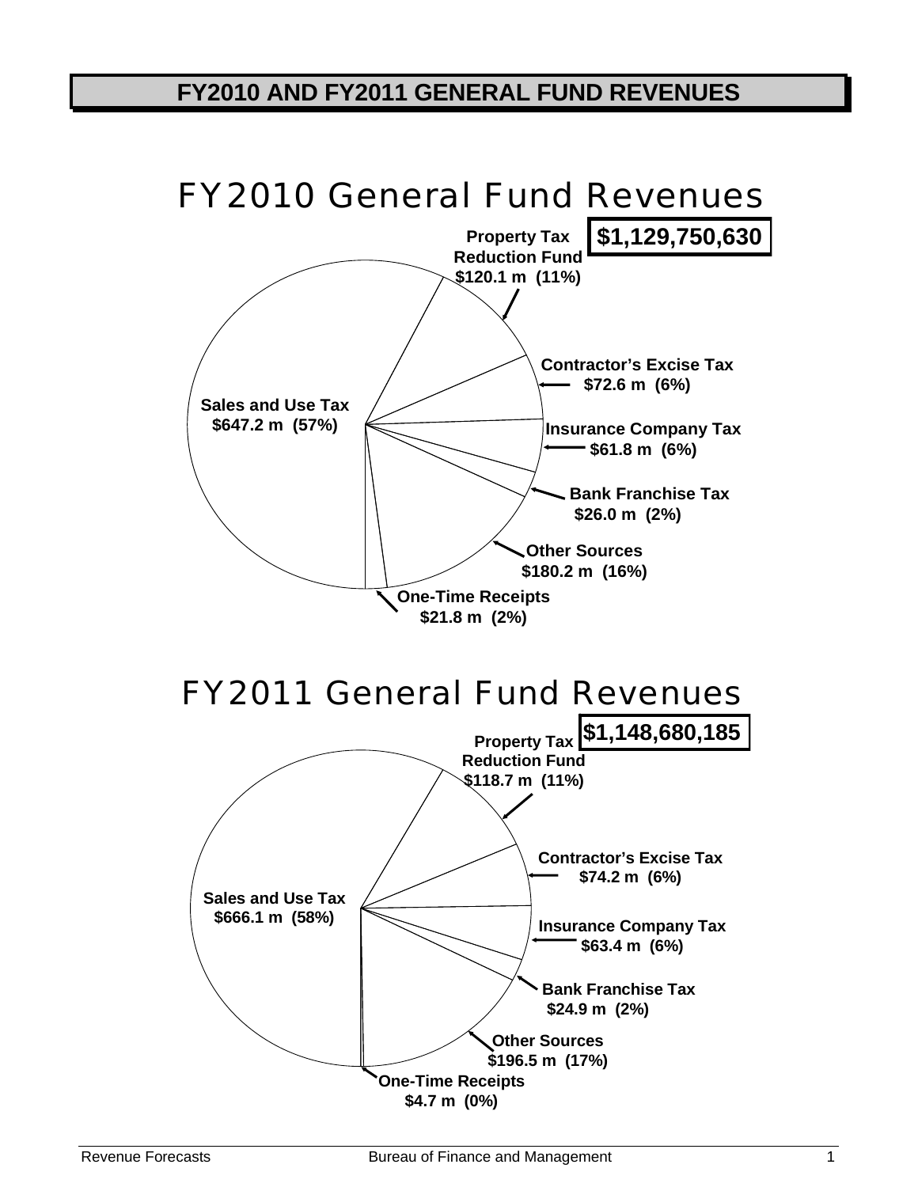# FY2010 AND FY2011 GENERAL FUND REVENUES

## FY2010 General Fund Revenues

**$1,129,750,630**

- **Sales and Use Tax** $647.2 m (57%)
- **Property Tax Reduction Fund** $120.1 m (11%)
- **Contractor's Excise Tax** $72.6 m (6%)
- **Insurance Company Tax** $61.8 m (6%)
- **Bank Franchise Tax** $26.0 m (2%)
- **Other Sources** $180.2 m (16%)
- **One-Time Receipts** $21.8 m (2%)

## FY2011 General Fund Revenues

**$1,148,680,185**

- **Sales and Use Tax** $666.1 m (58%)
- **Property Tax Reduction Fund** $118.7 m (11%)
- **Contractor's Excise Tax** $74.2 m (6%)
- **Insurance Company Tax** $63.4 m (6%)
- **Bank Franchise Tax** $24.9 m (2%)
- **Other Sources** $196.5 m (17%)
- **One-Time Receipts** $4.7 m (0%)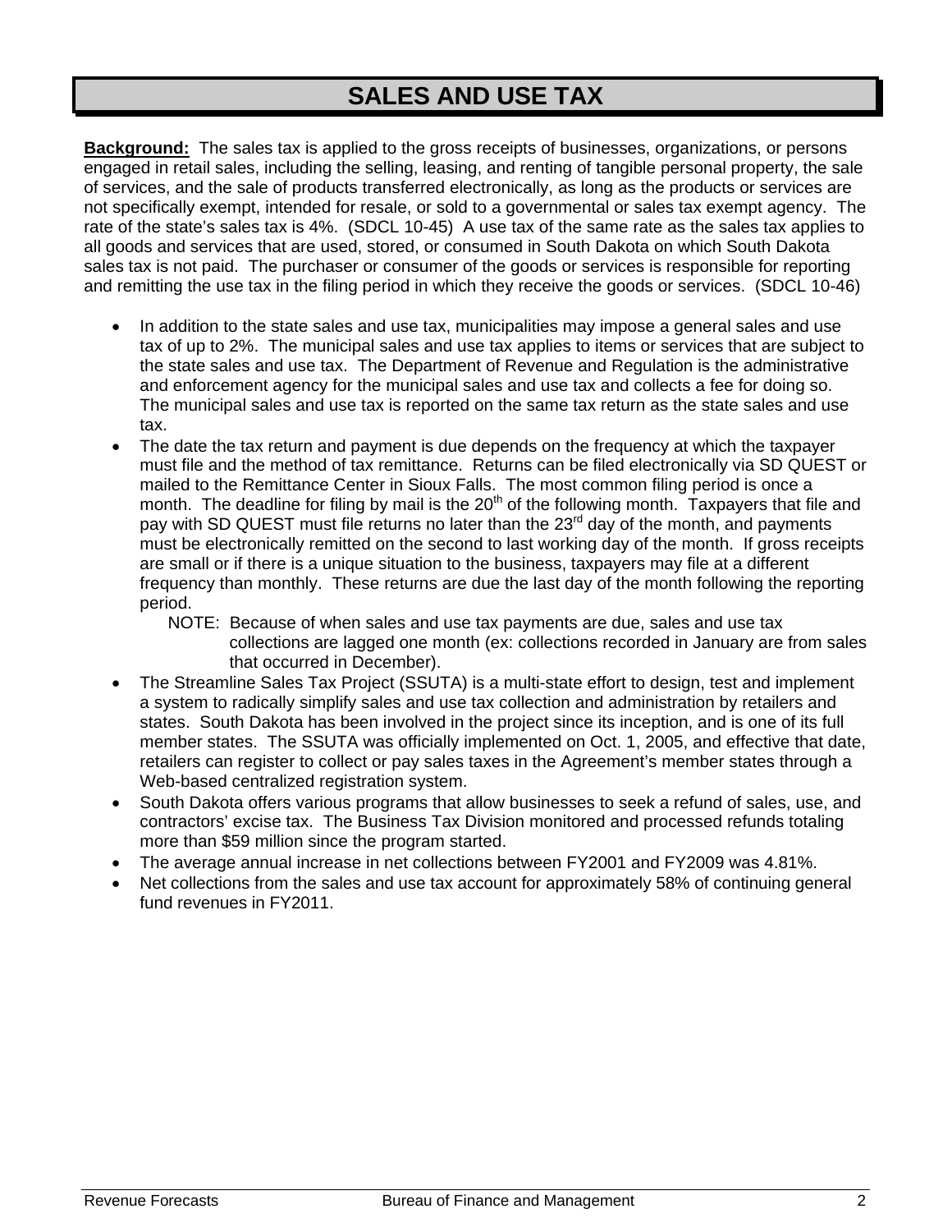# SALES AND USE TAX

**Background:** The sales tax is applied to the gross receipts of businesses, organizations, or persons engaged in retail sales, including the selling, leasing, and renting of tangible personal property, the sale of services, and the sale of products transferred electronically, as long as the products or services are not specifically exempt, intended for resale, or sold to a governmental or sales tax exempt agency. The rate of the state's sales tax is 4%. (SDCL 10-45) A use tax of the same rate as the sales tax applies to all goods and services that are used, stored, or consumed in South Dakota on which South Dakota sales tax is not paid. The purchaser or consumer of the goods or services is responsible for reporting and remitting the use tax in the filing period in which they receive the goods or services. (SDCL 10-46)

- In addition to the state sales and use tax, municipalities may impose a general sales and use tax of up to 2%. The municipal sales and use tax applies to items or services that are subject to the state sales and use tax. The Department of Revenue and Regulation is the administrative and enforcement agency for the municipal sales and use tax and collects a fee for doing so. The municipal sales and use tax is reported on the same tax return as the state sales and use tax.
- The date the tax return and payment is due depends on the frequency at which the taxpayer must file and the method of tax remittance. Returns can be filed electronically via SD QUEST or mailed to the Remittance Center in Sioux Falls. The most common filing period is once a month. The deadline for filing by mail is the 20th of the following month. Taxpayers that file and pay with SD QUEST must file returns no later than the 23rd day of the month, and payments must be electronically remitted on the second to last working day of the month. If gross receipts are small or if there is a unique situation to the business, taxpayers may file at a different frequency than monthly. These returns are due the last day of the month following the reporting period.

  NOTE: Because of when sales and use tax payments are due, sales and use tax collections are lagged one month (ex: collections recorded in January are from sales that occurred in December).
- The Streamline Sales Tax Project (SSUTA) is a multi-state effort to design, test and implement a system to radically simplify sales and use tax collection and administration by retailers and states. South Dakota has been involved in the project since its inception, and is one of its full member states. The SSUTA was officially implemented on Oct. 1, 2005, and effective that date, retailers can register to collect or pay sales taxes in the Agreement's member states through a Web-based centralized registration system.
- South Dakota offers various programs that allow businesses to seek a refund of sales, use, and contractors' excise tax. The Business Tax Division monitored and processed refunds totaling more than $59 million since the program started.
- The average annual increase in net collections between FY2001 and FY2009 was 4.81%.
- Net collections from the sales and use tax account for approximately 58% of continuing general fund revenues in FY2011.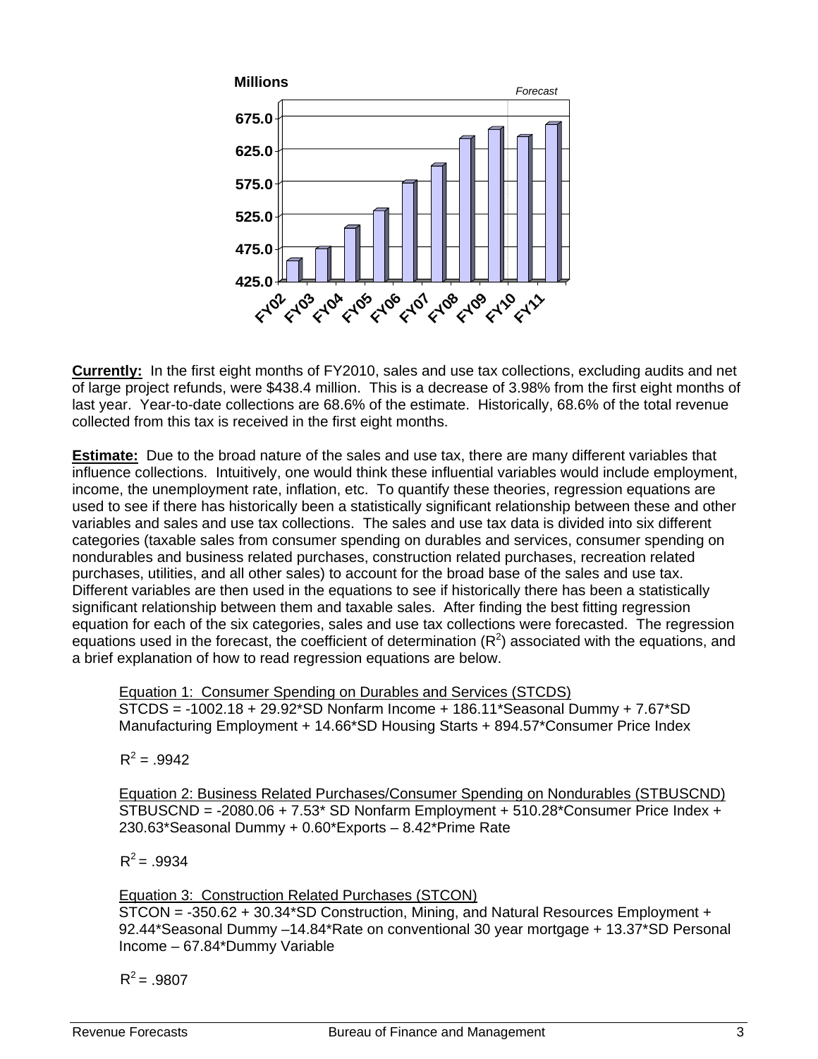Millions

*Forecast*

675.0
625.0
575.0
525.0
475.0
425.0

FY02 FY03 FY04 FY05 FY06 FY07 FY08 FY09 FY10 FY11

**<u>Currently:</u>** In the first eight months of FY2010, sales and use tax collections, excluding audits and net of large project refunds, were $438.4 million. This is a decrease of 3.98% from the first eight months of last year. Year-to-date collections are 68.6% of the estimate. Historically, 68.6% of the total revenue collected from this tax is received in the first eight months.

**<u>Estimate:</u>** Due to the broad nature of the sales and use tax, there are many different variables that influence collections. Intuitively, one would think these influential variables would include employment, income, the unemployment rate, inflation, etc. To quantify these theories, regression equations are used to see if there has historically been a statistically significant relationship between these and other variables and sales and use tax collections. The sales and use tax data is divided into six different categories (taxable sales from consumer spending on durables and services, consumer spending on nondurables and business related purchases, construction related purchases, recreation related purchases, utilities, and all other sales) to account for the broad base of the sales and use tax. Different variables are then used in the equations to see if historically there has been a statistically significant relationship between them and taxable sales. After finding the best fitting regression equation for each of the six categories, sales and use tax collections were forecasted. The regression equations used in the forecast, the coefficient of determination ($R^2$) associated with the equations, and a brief explanation of how to read regression equations are below.

<u>Equation 1: Consumer Spending on Durables and Services (STCDS)</u>
STCDS = -1002.18 + 29.92*SD Nonfarm Income + 186.11*Seasonal Dummy + 7.67*SD Manufacturing Employment + 14.66*SD Housing Starts + 894.57*Consumer Price Index

$R^2 = .9942$

<u>Equation 2: Business Related Purchases/Consumer Spending on Nondurables (STBUSCND)</u>
STBUSCND = -2080.06 + 7.53* SD Nonfarm Employment + 510.28*Consumer Price Index + 230.63*Seasonal Dummy + 0.60*Exports – 8.42*Prime Rate

$R^2 = .9934$

<u>Equation 3: Construction Related Purchases (STCON)</u>
STCON = -350.62 + 30.34*SD Construction, Mining, and Natural Resources Employment + 92.44*Seasonal Dummy –14.84*Rate on conventional 30 year mortgage + 13.37*SD Personal Income – 67.84*Dummy Variable

$R^2 = .9807$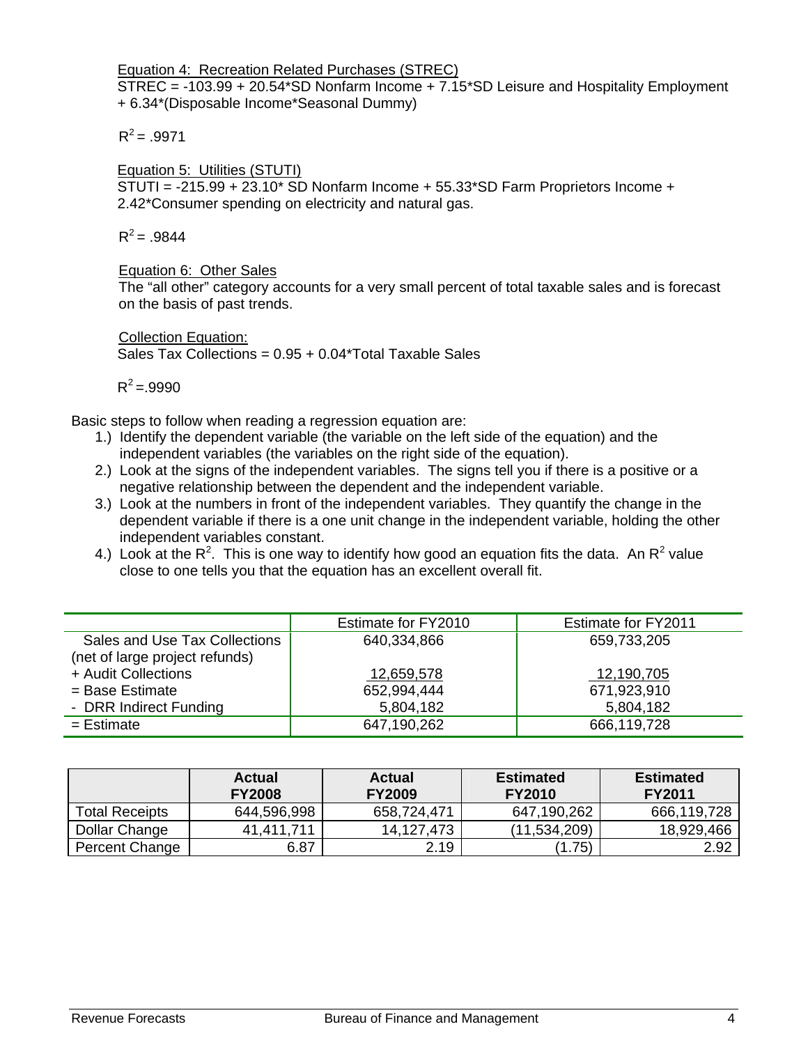Equation 4: Recreation Related Purchases (STREC)

STREC = -103.99 + 20.54*SD Nonfarm Income + 7.15*SD Leisure and Hospitality Employment + 6.34*(Disposable Income*Seasonal Dummy)

$R^2 = .9971$

Equation 5: Utilities (STUTI)

STUTI = -215.99 + 23.10* SD Nonfarm Income + 55.33*SD Farm Proprietors Income + 2.42*Consumer spending on electricity and natural gas.

$R^2 = .9844$

Equation 6: Other Sales

The "all other" category accounts for a very small percent of total taxable sales and is forecast on the basis of past trends.

Collection Equation:

Sales Tax Collections = 0.95 + 0.04*Total Taxable Sales

$R^2 = .9990$

Basic steps to follow when reading a regression equation are:

1.) Identify the dependent variable (the variable on the left side of the equation) and the independent variables (the variables on the right side of the equation).
2.) Look at the signs of the independent variables. The signs tell you if there is a positive or a negative relationship between the dependent and the independent variable.
3.) Look at the numbers in front of the independent variables. They quantify the change in the dependent variable if there is a one unit change in the independent variable, holding the other independent variables constant.
4.) Look at the $R^2$. This is one way to identify how good an equation fits the data. An $R^2$ value close to one tells you that the equation has an excellent overall fit.

| | Estimate for FY2010 | Estimate for FY2011 |
|---|---|---|
| Sales and Use Tax Collections (net of large project refunds) | 640,334,866 | 659,733,205 |
| + Audit Collections | 12,659,578 | 12,190,705 |
| = Base Estimate | 652,994,444 | 671,923,910 |
| - DRR Indirect Funding | 5,804,182 | 5,804,182 |
| = Estimate | 647,190,262 | 666,119,728 |

| | **Actual FY2008** | **Actual FY2009** | **Estimated FY2010** | **Estimated FY2011** |
|---|---|---|---|---|
| Total Receipts | 644,596,998 | 658,724,471 | 647,190,262 | 666,119,728 |
| Dollar Change | 41,411,711 | 14,127,473 | (11,534,209) | 18,929,466 |
| Percent Change | 6.87 | 2.19 | (1.75) | 2.92 |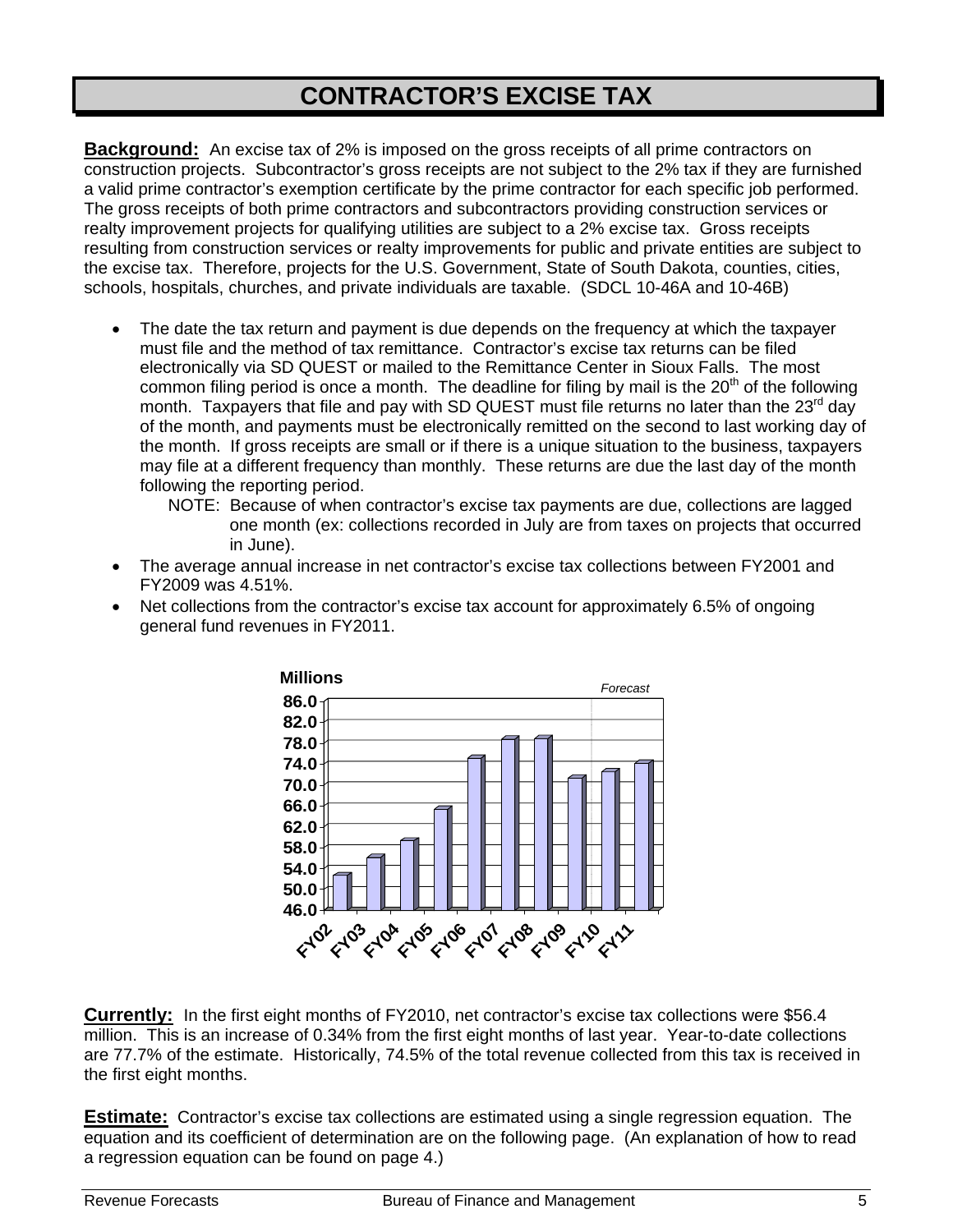# CONTRACTOR'S EXCISE TAX

**Background:** An excise tax of 2% is imposed on the gross receipts of all prime contractors on construction projects. Subcontractor's gross receipts are not subject to the 2% tax if they are furnished a valid prime contractor's exemption certificate by the prime contractor for each specific job performed. The gross receipts of both prime contractors and subcontractors providing construction services or realty improvement projects for qualifying utilities are subject to a 2% excise tax. Gross receipts resulting from construction services or realty improvements for public and private entities are subject to the excise tax. Therefore, projects for the U.S. Government, State of South Dakota, counties, cities, schools, hospitals, churches, and private individuals are taxable. (SDCL 10-46A and 10-46B)

- The date the tax return and payment is due depends on the frequency at which the taxpayer must file and the method of tax remittance. Contractor's excise tax returns can be filed electronically via SD QUEST or mailed to the Remittance Center in Sioux Falls. The most common filing period is once a month. The deadline for filing by mail is the 20th of the following month. Taxpayers that file and pay with SD QUEST must file returns no later than the 23rd day of the month, and payments must be electronically remitted on the second to last working day of the month. If gross receipts are small or if there is a unique situation to the business, taxpayers may file at a different frequency than monthly. These returns are due the last day of the month following the reporting period.
  - NOTE: Because of when contractor's excise tax payments are due, collections are lagged one month (ex: collections recorded in July are from taxes on projects that occurred in June).
- The average annual increase in net contractor's excise tax collections between FY2001 and FY2009 was 4.51%.
- Net collections from the contractor's excise tax account for approximately 6.5% of ongoing general fund revenues in FY2011.

**Currently:** In the first eight months of FY2010, net contractor's excise tax collections were $56.4 million. This is an increase of 0.34% from the first eight months of last year. Year-to-date collections are 77.7% of the estimate. Historically, 74.5% of the total revenue collected from this tax is received in the first eight months.

**Estimate:** Contractor's excise tax collections are estimated using a single regression equation. The equation and its coefficient of determination are on the following page. (An explanation of how to read a regression equation can be found on page 4.)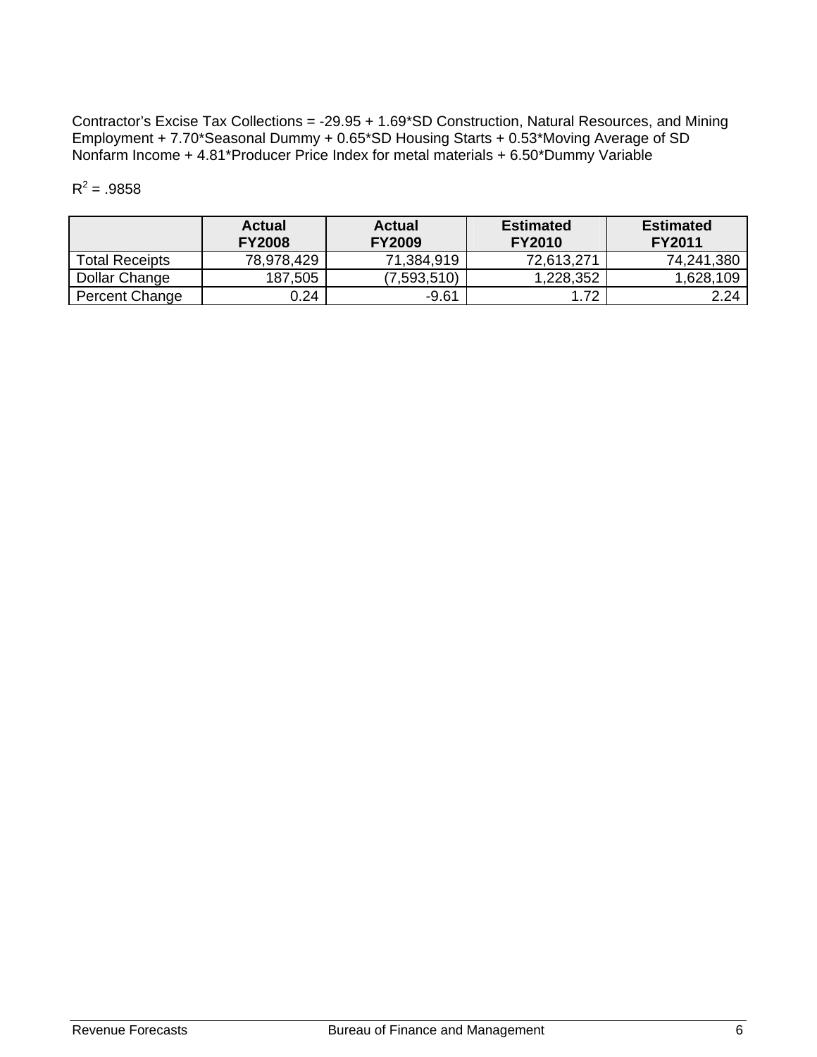Contractor's Excise Tax Collections = -29.95 + 1.69*SD Construction, Natural Resources, and Mining Employment + 7.70*Seasonal Dummy + 0.65*SD Housing Starts + 0.53*Moving Average of SD Nonfarm Income + 4.81*Producer Price Index for metal materials + 6.50*Dummy Variable

$R^2$ = .9858

| | **Actual FY2008** | **Actual FY2009** | **Estimated FY2010** | **Estimated FY2011** |
|---|---|---|---|---|
| Total Receipts | 78,978,429 | 71,384,919 | 72,613,271 | 74,241,380 |
| Dollar Change | 187,505 | (7,593,510) | 1,228,352 | 1,628,109 |
| Percent Change | 0.24 | -9.61 | 1.72 | 2.24 |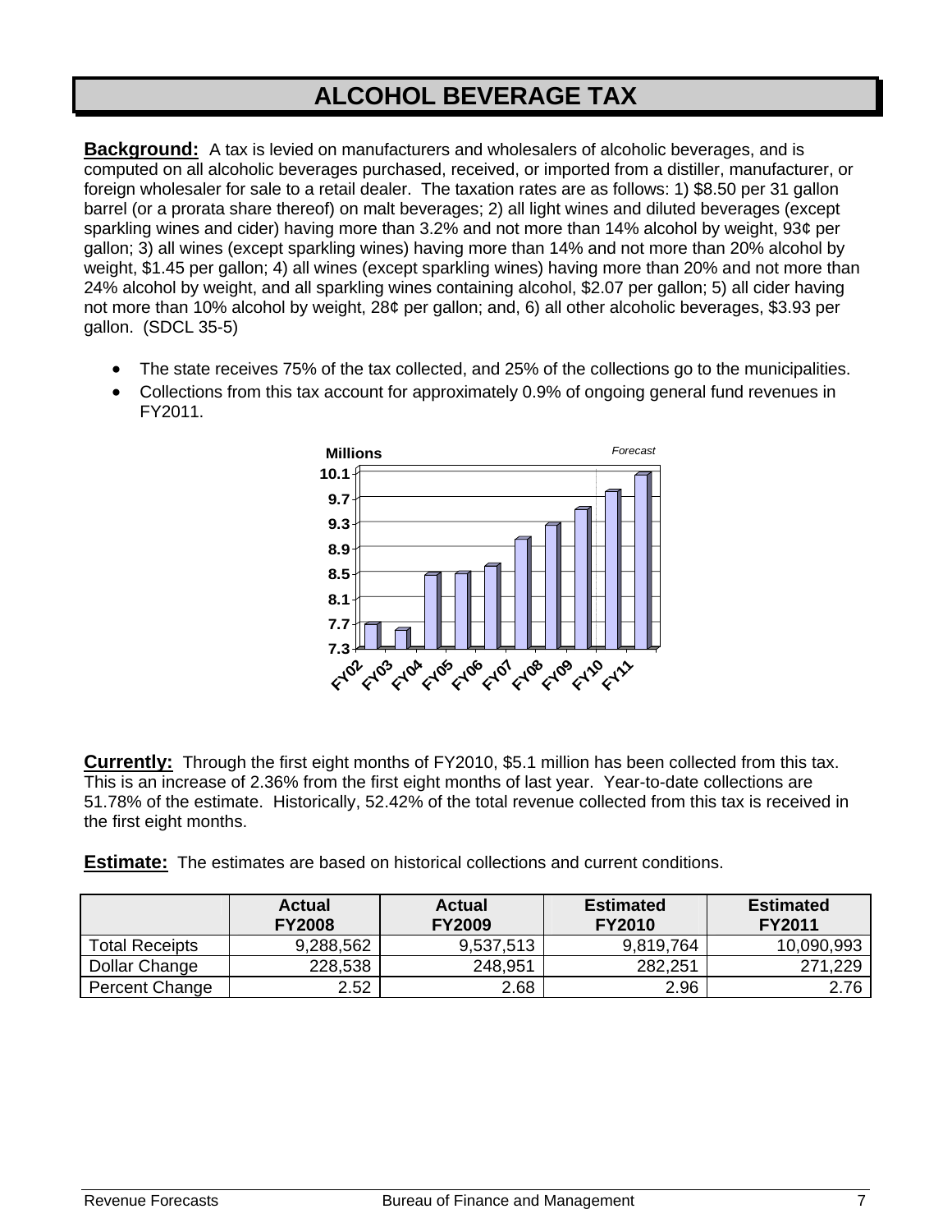# ALCOHOL BEVERAGE TAX

**Background:** A tax is levied on manufacturers and wholesalers of alcoholic beverages, and is computed on all alcoholic beverages purchased, received, or imported from a distiller, manufacturer, or foreign wholesaler for sale to a retail dealer. The taxation rates are as follows: 1) $8.50 per 31 gallon barrel (or a prorata share thereof) on malt beverages; 2) all light wines and diluted beverages (except sparkling wines and cider) having more than 3.2% and not more than 14% alcohol by weight, 93¢ per gallon; 3) all wines (except sparkling wines) having more than 14% and not more than 20% alcohol by weight, $1.45 per gallon; 4) all wines (except sparkling wines) having more than 20% and not more than 24% alcohol by weight, and all sparkling wines containing alcohol, $2.07 per gallon; 5) all cider having not more than 10% alcohol by weight, 28¢ per gallon; and, 6) all other alcoholic beverages, $3.93 per gallon. (SDCL 35-5)

- The state receives 75% of the tax collected, and 25% of the collections go to the municipalities.
- Collections from this tax account for approximately 0.9% of ongoing general fund revenues in FY2011.

**Currently:** Through the first eight months of FY2010, $5.1 million has been collected from this tax. This is an increase of 2.36% from the first eight months of last year. Year-to-date collections are 51.78% of the estimate. Historically, 52.42% of the total revenue collected from this tax is received in the first eight months.

**Estimate:** The estimates are based on historical collections and current conditions.

| | Actual FY2008 | Actual FY2009 | Estimated FY2010 | Estimated FY2011 |
|---|---|---|---|---|
| Total Receipts | 9,288,562 | 9,537,513 | 9,819,764 | 10,090,993 |
| Dollar Change | 228,538 | 248,951 | 282,251 | 271,229 |
| Percent Change | 2.52 | 2.68 | 2.96 | 2.76 |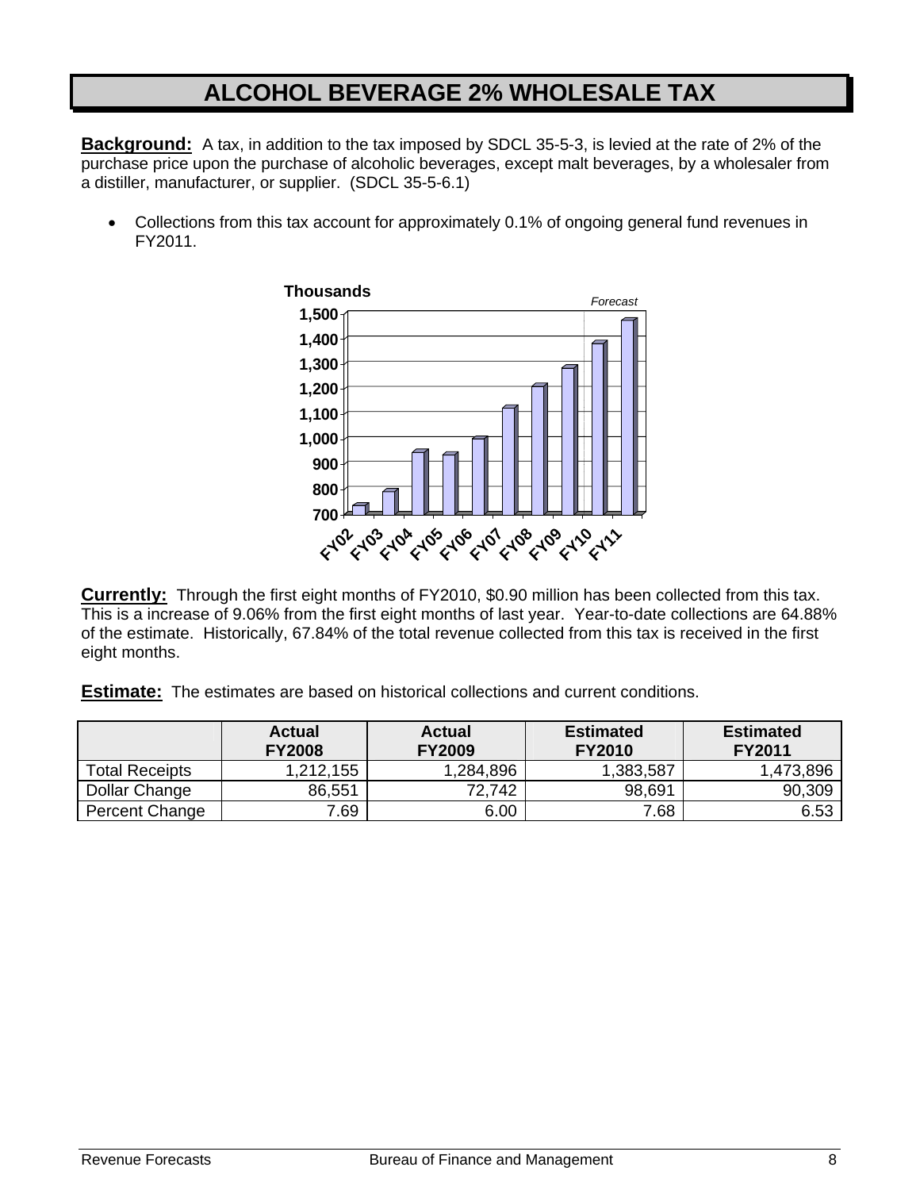# ALCOHOL BEVERAGE 2% WHOLESALE TAX

**Background:** A tax, in addition to the tax imposed by SDCL 35-5-3, is levied at the rate of 2% of the purchase price upon the purchase of alcoholic beverages, except malt beverages, by a wholesaler from a distiller, manufacturer, or supplier. (SDCL 35-5-6.1)

- Collections from this tax account for approximately 0.1% of ongoing general fund revenues in FY2011.

**Currently:** Through the first eight months of FY2010, \$0.90 million has been collected from this tax. This is a increase of 9.06% from the first eight months of last year. Year-to-date collections are 64.88% of the estimate. Historically, 67.84% of the total revenue collected from this tax is received in the first eight months.

**Estimate:** The estimates are based on historical collections and current conditions.

| | Actual FY2008 | Actual FY2009 | Estimated FY2010 | Estimated FY2011 |
|---|---|---|---|---|
| Total Receipts | 1,212,155 | 1,284,896 | 1,383,587 | 1,473,896 |
| Dollar Change | 86,551 | 72,742 | 98,691 | 90,309 |
| Percent Change | 7.69 | 6.00 | 7.68 | 6.53 |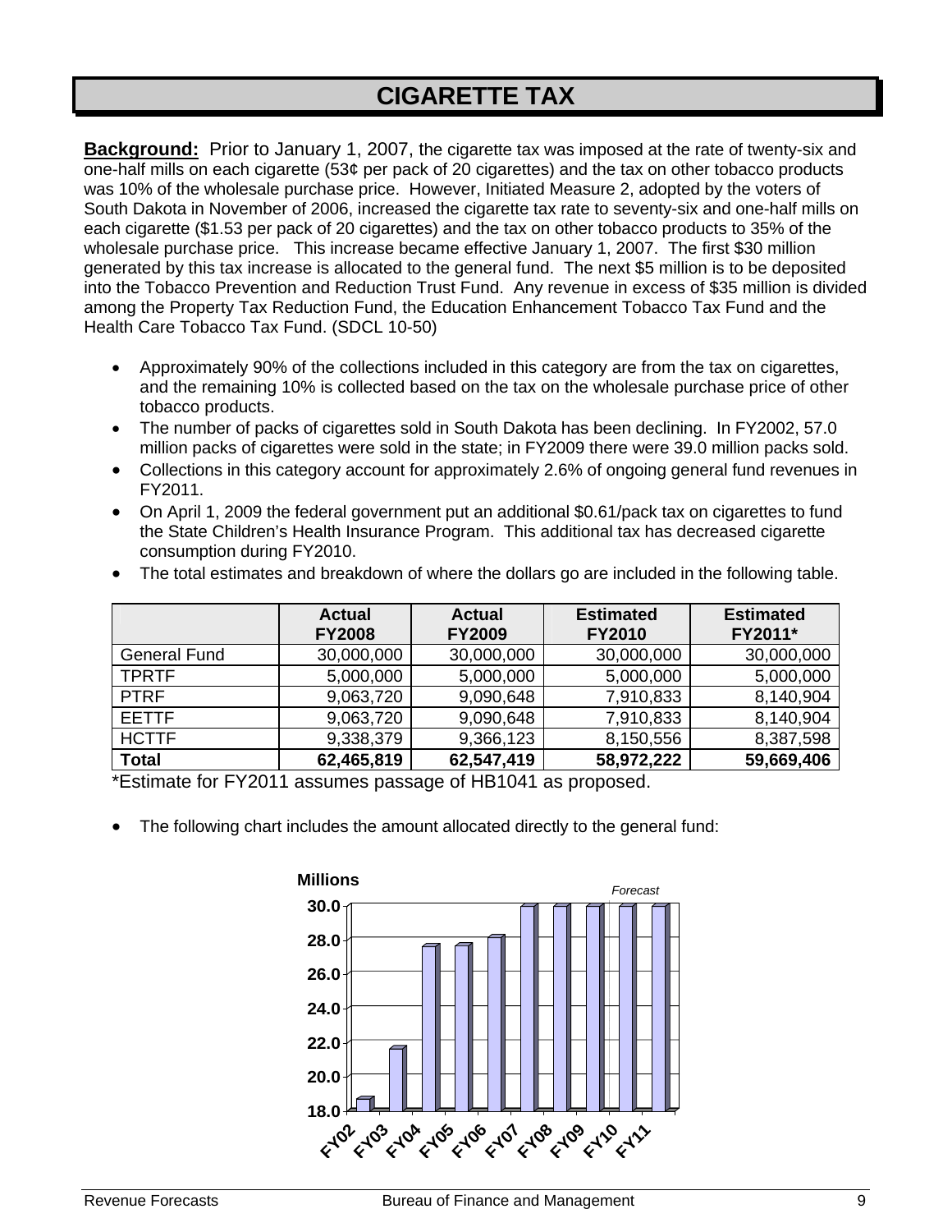# CIGARETTE TAX

**Background:** Prior to January 1, 2007, the cigarette tax was imposed at the rate of twenty-six and one-half mills on each cigarette (53¢ per pack of 20 cigarettes) and the tax on other tobacco products was 10% of the wholesale purchase price. However, Initiated Measure 2, adopted by the voters of South Dakota in November of 2006, increased the cigarette tax rate to seventy-six and one-half mills on each cigarette ($1.53 per pack of 20 cigarettes) and the tax on other tobacco products to 35% of the wholesale purchase price. This increase became effective January 1, 2007. The first $30 million generated by this tax increase is allocated to the general fund. The next $5 million is to be deposited into the Tobacco Prevention and Reduction Trust Fund. Any revenue in excess of $35 million is divided among the Property Tax Reduction Fund, the Education Enhancement Tobacco Tax Fund and the Health Care Tobacco Tax Fund. (SDCL 10-50)

- Approximately 90% of the collections included in this category are from the tax on cigarettes, and the remaining 10% is collected based on the tax on the wholesale purchase price of other tobacco products.
- The number of packs of cigarettes sold in South Dakota has been declining. In FY2002, 57.0 million packs of cigarettes were sold in the state; in FY2009 there were 39.0 million packs sold.
- Collections in this category account for approximately 2.6% of ongoing general fund revenues in FY2011.
- On April 1, 2009 the federal government put an additional $0.61/pack tax on cigarettes to fund the State Children's Health Insurance Program. This additional tax has decreased cigarette consumption during FY2010.
- The total estimates and breakdown of where the dollars go are included in the following table.

| | Actual FY2008 | Actual FY2009 | Estimated FY2010 | Estimated FY2011* |
|---|---|---|---|---|
| General Fund | 30,000,000 | 30,000,000 | 30,000,000 | 30,000,000 |
| TPRTF | 5,000,000 | 5,000,000 | 5,000,000 | 5,000,000 |
| PTRF | 9,063,720 | 9,090,648 | 7,910,833 | 8,140,904 |
| EETTF | 9,063,720 | 9,090,648 | 7,910,833 | 8,140,904 |
| HCTTF | 9,338,379 | 9,366,123 | 8,150,556 | 8,387,598 |
| **Total** | **62,465,819** | **62,547,419** | **58,972,222** | **59,669,406** |

*Estimate for FY2011 assumes passage of HB1041 as proposed.

- The following chart includes the amount allocated directly to the general fund: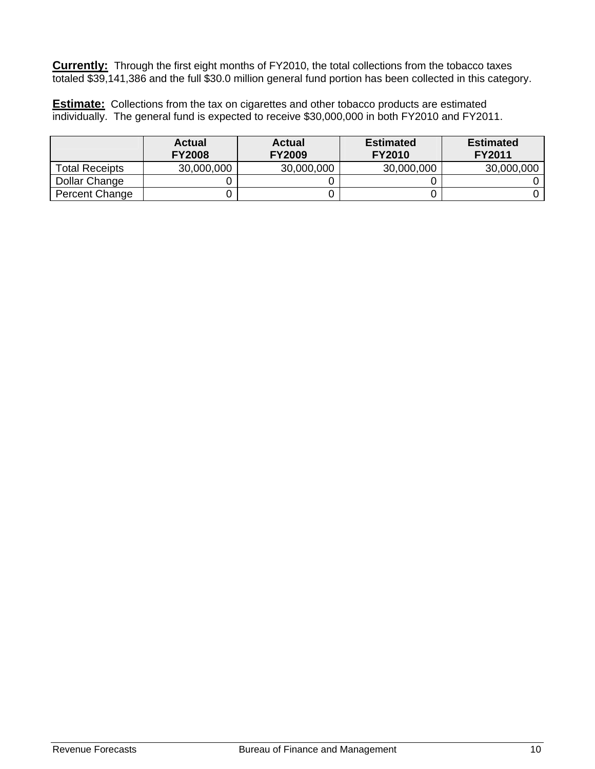**Currently:** Through the first eight months of FY2010, the total collections from the tobacco taxes totaled $39,141,386 and the full $30.0 million general fund portion has been collected in this category.

**Estimate:** Collections from the tax on cigarettes and other tobacco products are estimated individually. The general fund is expected to receive $30,000,000 in both FY2010 and FY2011.

| | Actual FY2008 | Actual FY2009 | Estimated FY2010 | Estimated FY2011 |
|---|---|---|---|---|
| Total Receipts | 30,000,000 | 30,000,000 | 30,000,000 | 30,000,000 |
| Dollar Change | 0 | 0 | 0 | 0 |
| Percent Change | 0 | 0 | 0 | 0 |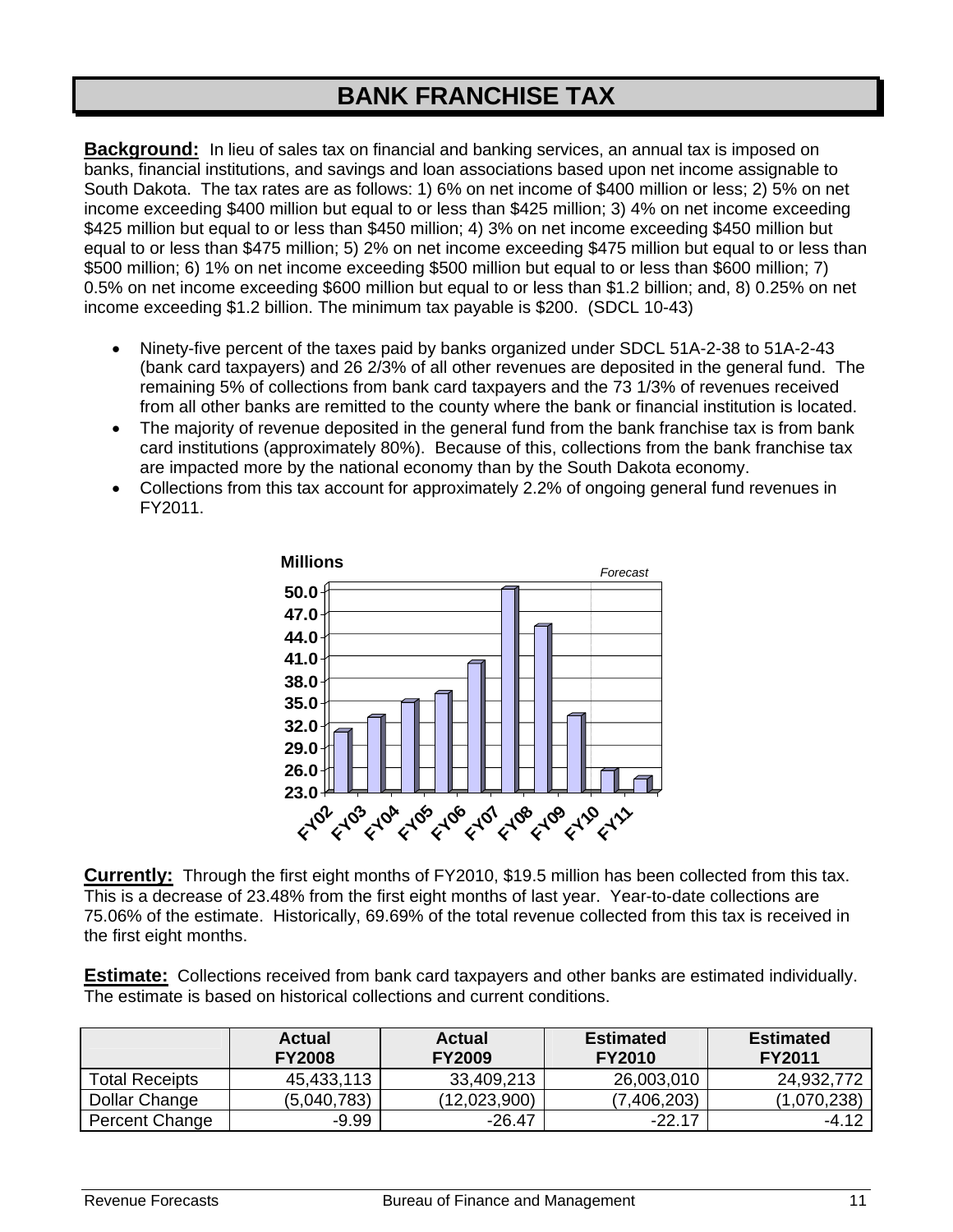# BANK FRANCHISE TAX

**Background:** In lieu of sales tax on financial and banking services, an annual tax is imposed on banks, financial institutions, and savings and loan associations based upon net income assignable to South Dakota. The tax rates are as follows: 1) 6% on net income of $400 million or less; 2) 5% on net income exceeding $400 million but equal to or less than $425 million; 3) 4% on net income exceeding $425 million but equal to or less than $450 million; 4) 3% on net income exceeding $450 million but equal to or less than $475 million; 5) 2% on net income exceeding $475 million but equal to or less than $500 million; 6) 1% on net income exceeding $500 million but equal to or less than $600 million; 7) 0.5% on net income exceeding $600 million but equal to or less than $1.2 billion; and, 8) 0.25% on net income exceeding $1.2 billion. The minimum tax payable is $200. (SDCL 10-43)

- Ninety-five percent of the taxes paid by banks organized under SDCL 51A-2-38 to 51A-2-43 (bank card taxpayers) and 26 2/3% of all other revenues are deposited in the general fund. The remaining 5% of collections from bank card taxpayers and the 73 1/3% of revenues received from all other banks are remitted to the county where the bank or financial institution is located.
- The majority of revenue deposited in the general fund from the bank franchise tax is from bank card institutions (approximately 80%). Because of this, collections from the bank franchise tax are impacted more by the national economy than by the South Dakota economy.
- Collections from this tax account for approximately 2.2% of ongoing general fund revenues in FY2011.

**Currently:** Through the first eight months of FY2010, $19.5 million has been collected from this tax. This is a decrease of 23.48% from the first eight months of last year. Year-to-date collections are 75.06% of the estimate. Historically, 69.69% of the total revenue collected from this tax is received in the first eight months.

**Estimate:** Collections received from bank card taxpayers and other banks are estimated individually. The estimate is based on historical collections and current conditions.

| | Actual FY2008 | Actual FY2009 | Estimated FY2010 | Estimated FY2011 |
|---|---|---|---|---|
| Total Receipts | 45,433,113 | 33,409,213 | 26,003,010 | 24,932,772 |
| Dollar Change | (5,040,783) | (12,023,900) | (7,406,203) | (1,070,238) |
| Percent Change | -9.99 | -26.47 | -22.17 | -4.12 |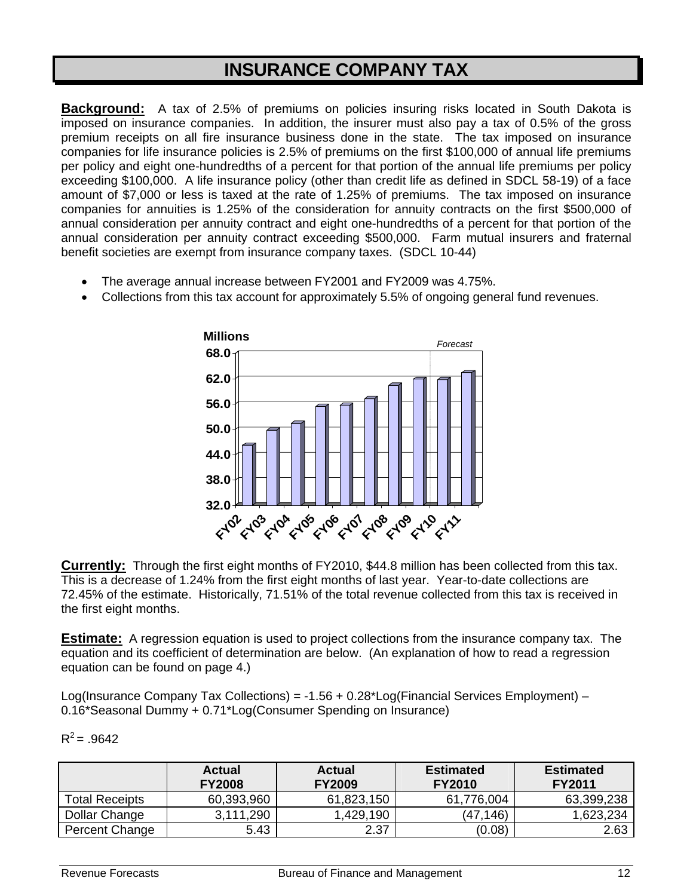# INSURANCE COMPANY TAX

**Background:** A tax of 2.5% of premiums on policies insuring risks located in South Dakota is imposed on insurance companies. In addition, the insurer must also pay a tax of 0.5% of the gross premium receipts on all fire insurance business done in the state. The tax imposed on insurance companies for life insurance policies is 2.5% of premiums on the first $100,000 of annual life premiums per policy and eight one-hundredths of a percent for that portion of the annual life premiums per policy exceeding $100,000. A life insurance policy (other than credit life as defined in SDCL 58-19) of a face amount of $7,000 or less is taxed at the rate of 1.25% of premiums. The tax imposed on insurance companies for annuities is 1.25% of the consideration for annuity contracts on the first $500,000 of annual consideration per annuity contract and eight one-hundredths of a percent for that portion of the annual consideration per annuity contract exceeding $500,000. Farm mutual insurers and fraternal benefit societies are exempt from insurance company taxes. (SDCL 10-44)

- The average annual increase between FY2001 and FY2009 was 4.75%.
- Collections from this tax account for approximately 5.5% of ongoing general fund revenues.

**Currently:** Through the first eight months of FY2010, $44.8 million has been collected from this tax. This is a decrease of 1.24% from the first eight months of last year. Year-to-date collections are 72.45% of the estimate. Historically, 71.51% of the total revenue collected from this tax is received in the first eight months.

**Estimate:** A regression equation is used to project collections from the insurance company tax. The equation and its coefficient of determination are below. (An explanation of how to read a regression equation can be found on page 4.)

Log(Insurance Company Tax Collections) = -1.56 + 0.28*Log(Financial Services Employment) – 0.16*Seasonal Dummy + 0.71*Log(Consumer Spending on Insurance)

$R^2 = .9642$

| | Actual FY2008 | Actual FY2009 | Estimated FY2010 | Estimated FY2011 |
|---|---|---|---|---|
| Total Receipts | 60,393,960 | 61,823,150 | 61,776,004 | 63,399,238 |
| Dollar Change | 3,111,290 | 1,429,190 | (47,146) | 1,623,234 |
| Percent Change | 5.43 | 2.37 | (0.08) | 2.63 |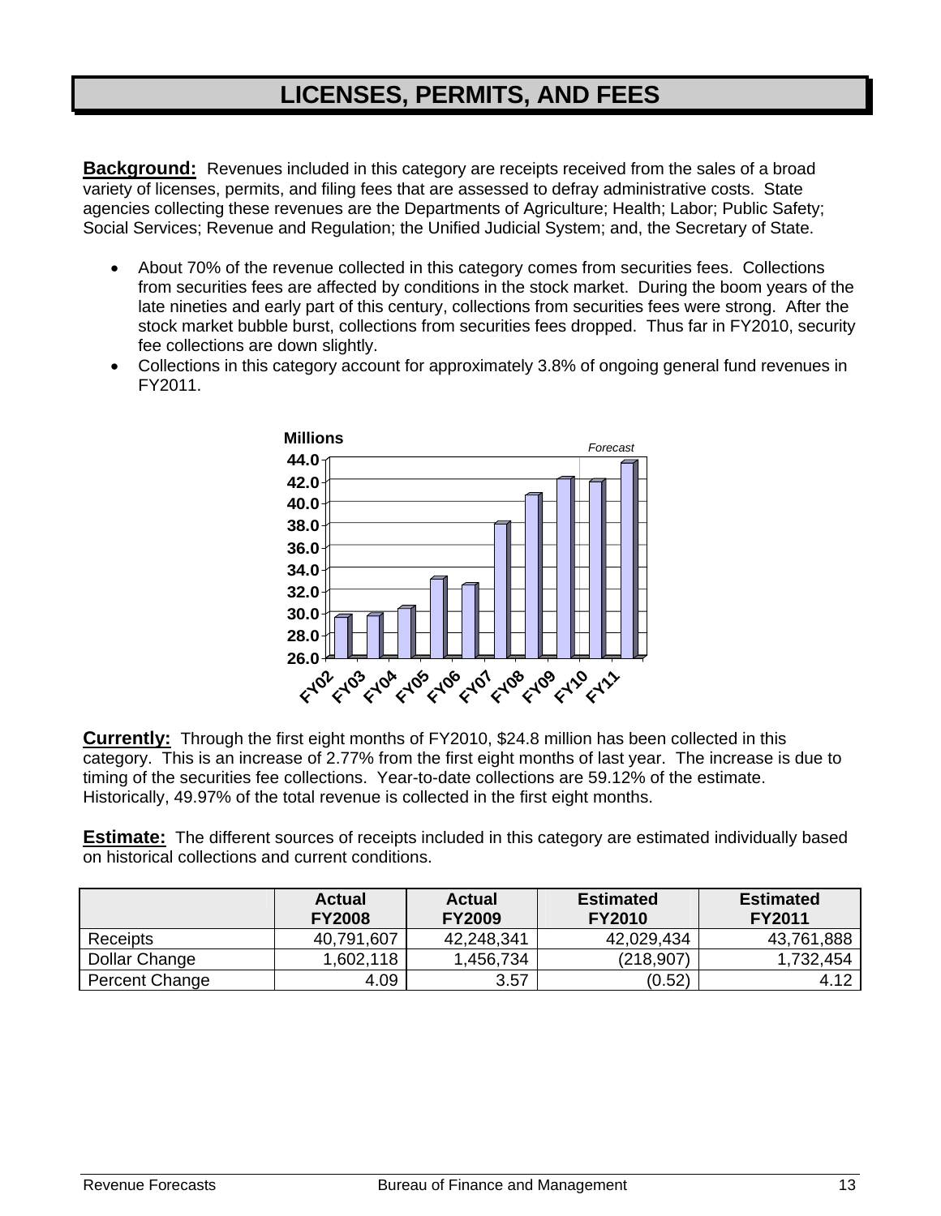# LICENSES, PERMITS, AND FEES

**Background:** Revenues included in this category are receipts received from the sales of a broad variety of licenses, permits, and filing fees that are assessed to defray administrative costs. State agencies collecting these revenues are the Departments of Agriculture; Health; Labor; Public Safety; Social Services; Revenue and Regulation; the Unified Judicial System; and, the Secretary of State.

- About 70% of the revenue collected in this category comes from securities fees. Collections from securities fees are affected by conditions in the stock market. During the boom years of the late nineties and early part of this century, collections from securities fees were strong. After the stock market bubble burst, collections from securities fees dropped. Thus far in FY2010, security fee collections are down slightly.
- Collections in this category account for approximately 3.8% of ongoing general fund revenues in FY2011.

**Currently:** Through the first eight months of FY2010, $24.8 million has been collected in this category. This is an increase of 2.77% from the first eight months of last year. The increase is due to timing of the securities fee collections. Year-to-date collections are 59.12% of the estimate. Historically, 49.97% of the total revenue is collected in the first eight months.

**Estimate:** The different sources of receipts included in this category are estimated individually based on historical collections and current conditions.

| | Actual FY2008 | Actual FY2009 | Estimated FY2010 | Estimated FY2011 |
|---|---|---|---|---|
| Receipts | 40,791,607 | 42,248,341 | 42,029,434 | 43,761,888 |
| Dollar Change | 1,602,118 | 1,456,734 | (218,907) | 1,732,454 |
| Percent Change | 4.09 | 3.57 | (0.52) | 4.12 |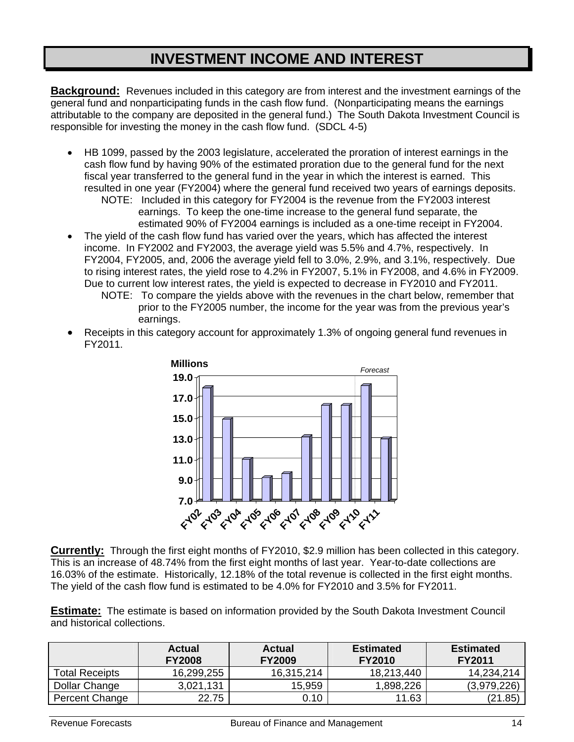# INVESTMENT INCOME AND INTEREST

**Background:** Revenues included in this category are from interest and the investment earnings of the general fund and nonparticipating funds in the cash flow fund. (Nonparticipating means the earnings attributable to the company are deposited in the general fund.) The South Dakota Investment Council is responsible for investing the money in the cash flow fund. (SDCL 4-5)

- HB 1099, passed by the 2003 legislature, accelerated the proration of interest earnings in the cash flow fund by having 90% of the estimated proration due to the general fund for the next fiscal year transferred to the general fund in the year in which the interest is earned. This resulted in one year (FY2004) where the general fund received two years of earnings deposits.
  NOTE: Included in this category for FY2004 is the revenue from the FY2003 interest earnings. To keep the one-time increase to the general fund separate, the estimated 90% of FY2004 earnings is included as a one-time receipt in FY2004.
- The yield of the cash flow fund has varied over the years, which has affected the interest income. In FY2002 and FY2003, the average yield was 5.5% and 4.7%, respectively. In FY2004, FY2005, and, 2006 the average yield fell to 3.0%, 2.9%, and 3.1%, respectively. Due to rising interest rates, the yield rose to 4.2% in FY2007, 5.1% in FY2008, and 4.6% in FY2009. Due to current low interest rates, the yield is expected to decrease in FY2010 and FY2011.
  NOTE: To compare the yields above with the revenues in the chart below, remember that prior to the FY2005 number, the income for the year was from the previous year's earnings.
- Receipts in this category account for approximately 1.3% of ongoing general fund revenues in FY2011.

Millions

Forecast

| | FY02 | FY03 | FY04 | FY05 | FY06 | FY07 | FY08 | FY09 | FY10 | FY11 |
|---|---|---|---|---|---|---|---|---|---|---|

**Currently:** Through the first eight months of FY2010, $2.9 million has been collected in this category. This is an increase of 48.74% from the first eight months of last year. Year-to-date collections are 16.03% of the estimate. Historically, 12.18% of the total revenue is collected in the first eight months. The yield of the cash flow fund is estimated to be 4.0% for FY2010 and 3.5% for FY2011.

**Estimate:** The estimate is based on information provided by the South Dakota Investment Council and historical collections.

| | Actual FY2008 | Actual FY2009 | Estimated FY2010 | Estimated FY2011 |
|---|---|---|---|---|
| Total Receipts | 16,299,255 | 16,315,214 | 18,213,440 | 14,234,214 |
| Dollar Change | 3,021,131 | 15,959 | 1,898,226 | (3,979,226) |
| Percent Change | 22.75 | 0.10 | 11.63 | (21.85) |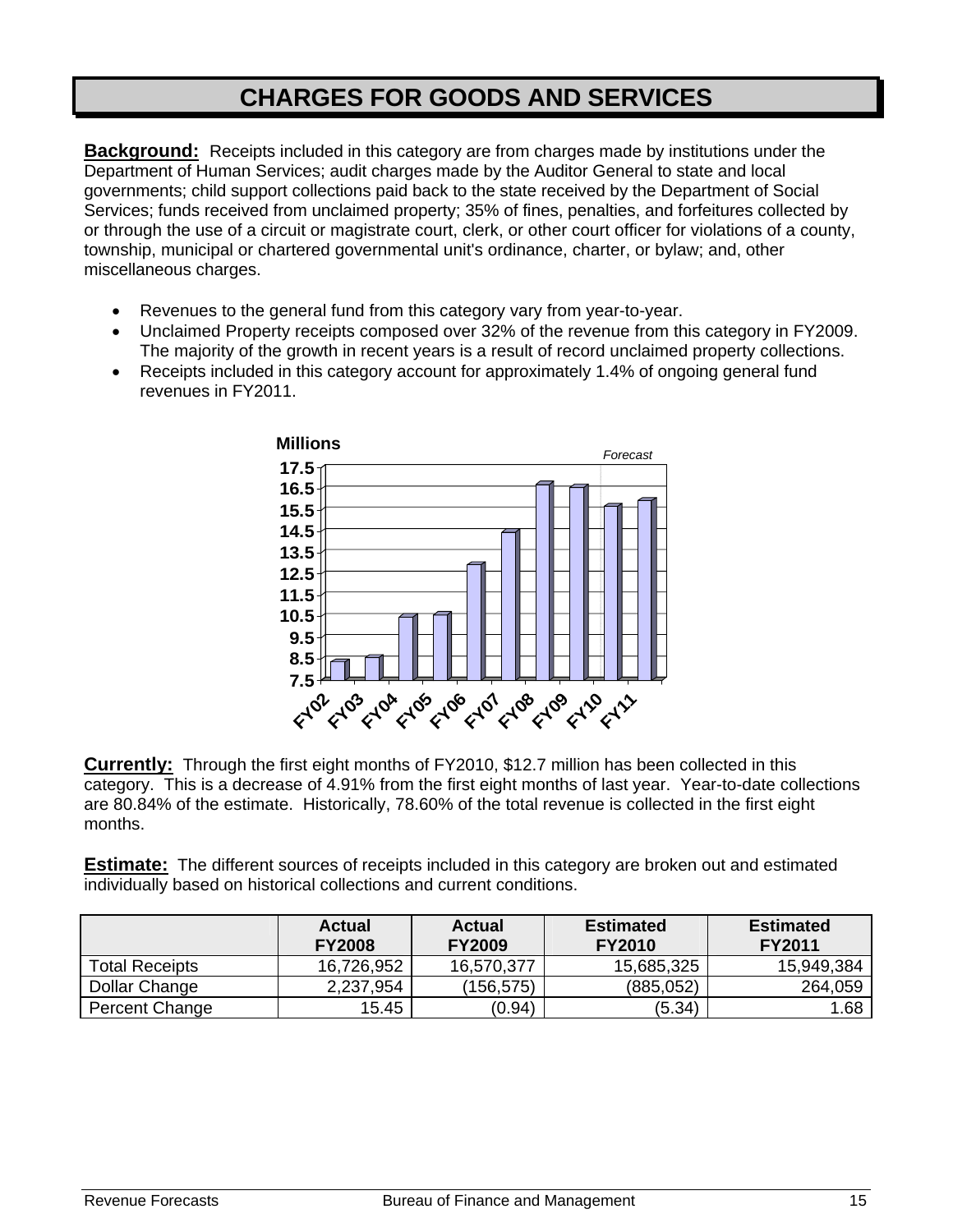# CHARGES FOR GOODS AND SERVICES

**Background:** Receipts included in this category are from charges made by institutions under the Department of Human Services; audit charges made by the Auditor General to state and local governments; child support collections paid back to the state received by the Department of Social Services; funds received from unclaimed property; 35% of fines, penalties, and forfeitures collected by or through the use of a circuit or magistrate court, clerk, or other court officer for violations of a county, township, municipal or chartered governmental unit's ordinance, charter, or bylaw; and, other miscellaneous charges.

- Revenues to the general fund from this category vary from year-to-year.
- Unclaimed Property receipts composed over 32% of the revenue from this category in FY2009. The majority of the growth in recent years is a result of record unclaimed property collections.
- Receipts included in this category account for approximately 1.4% of ongoing general fund revenues in FY2011.

Millions

*Forecast*

17.5 16.5 15.5 14.5 13.5 12.5 11.5 10.5 9.5 8.5 7.5

FY02 FY03 FY04 FY05 FY06 FY07 FY08 FY09 FY10 FY11

**Currently:** Through the first eight months of FY2010, $12.7 million has been collected in this category. This is a decrease of 4.91% from the first eight months of last year. Year-to-date collections are 80.84% of the estimate. Historically, 78.60% of the total revenue is collected in the first eight months.

**Estimate:** The different sources of receipts included in this category are broken out and estimated individually based on historical collections and current conditions.

| | Actual FY2008 | Actual FY2009 | Estimated FY2010 | Estimated FY2011 |
|---|---|---|---|---|
| Total Receipts | 16,726,952 | 16,570,377 | 15,685,325 | 15,949,384 |
| Dollar Change | 2,237,954 | (156,575) | (885,052) | 264,059 |
| Percent Change | 15.45 | (0.94) | (5.34) | 1.68 |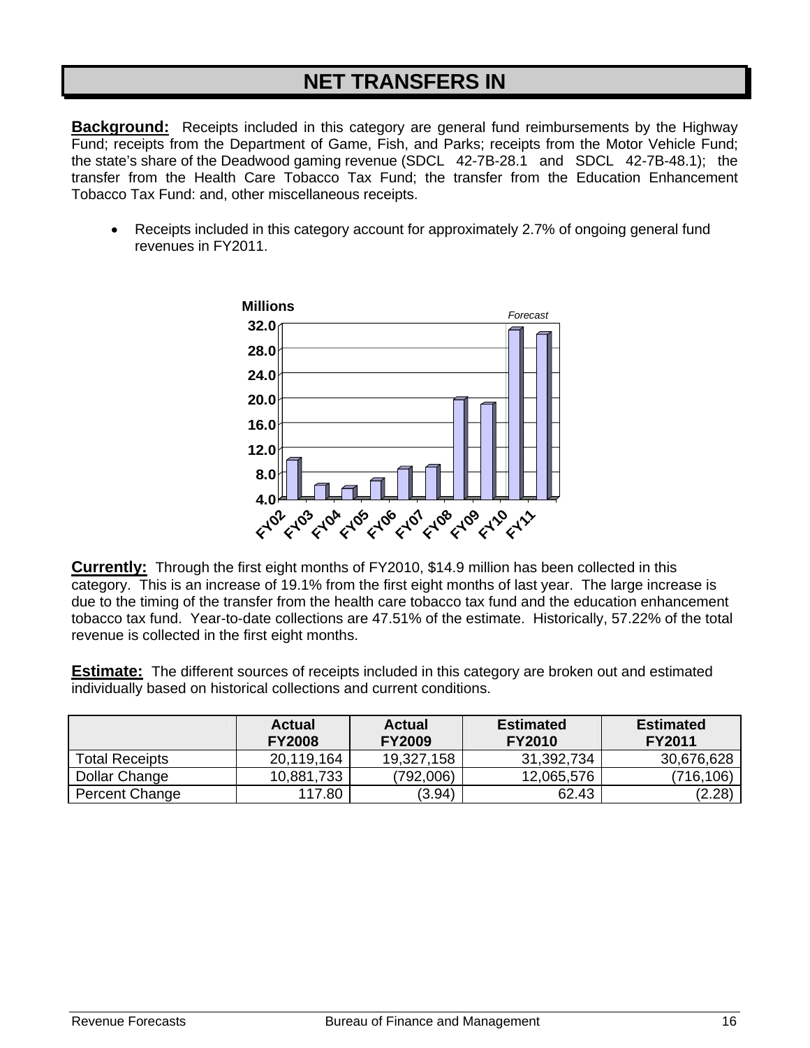# NET TRANSFERS IN

**Background:** Receipts included in this category are general fund reimbursements by the Highway Fund; receipts from the Department of Game, Fish, and Parks; receipts from the Motor Vehicle Fund; the state's share of the Deadwood gaming revenue (SDCL 42-7B-28.1 and SDCL 42-7B-48.1); the transfer from the Health Care Tobacco Tax Fund; the transfer from the Education Enhancement Tobacco Tax Fund: and, other miscellaneous receipts.

- Receipts included in this category account for approximately 2.7% of ongoing general fund revenues in FY2011.

**Currently:** Through the first eight months of FY2010, $14.9 million has been collected in this category. This is an increase of 19.1% from the first eight months of last year. The large increase is due to the timing of the transfer from the health care tobacco tax fund and the education enhancement tobacco tax fund. Year-to-date collections are 47.51% of the estimate. Historically, 57.22% of the total revenue is collected in the first eight months.

**Estimate:** The different sources of receipts included in this category are broken out and estimated individually based on historical collections and current conditions.

| | Actual FY2008 | Actual FY2009 | Estimated FY2010 | Estimated FY2011 |
|---|---|---|---|---|
| Total Receipts | 20,119,164 | 19,327,158 | 31,392,734 | 30,676,628 |
| Dollar Change | 10,881,733 | (792,006) | 12,065,576 | (716,106) |
| Percent Change | 117.80 | (3.94) | 62.43 | (2.28) |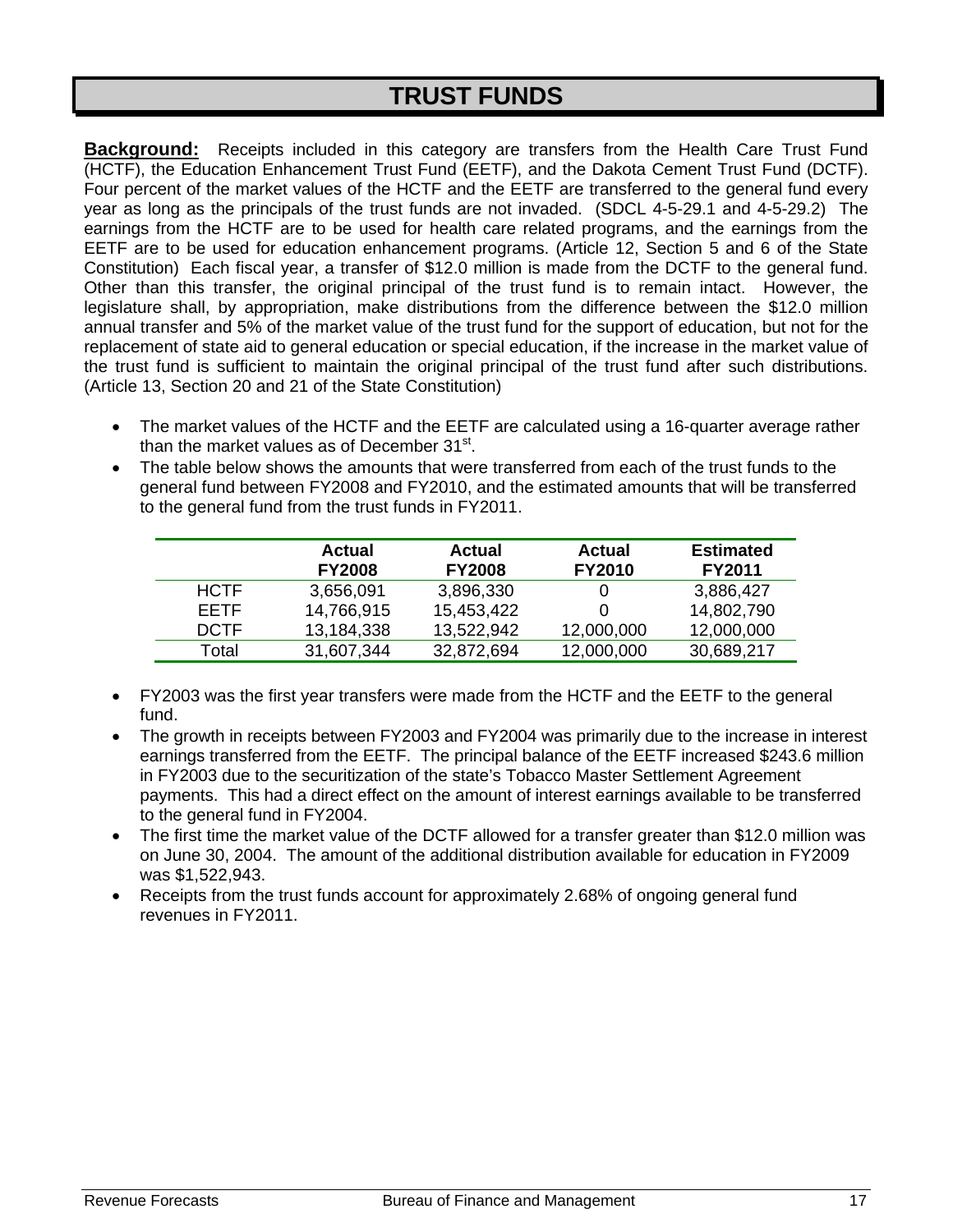# TRUST FUNDS

**Background:** Receipts included in this category are transfers from the Health Care Trust Fund (HCTF), the Education Enhancement Trust Fund (EETF), and the Dakota Cement Trust Fund (DCTF). Four percent of the market values of the HCTF and the EETF are transferred to the general fund every year as long as the principals of the trust funds are not invaded. (SDCL 4-5-29.1 and 4-5-29.2) The earnings from the HCTF are to be used for health care related programs, and the earnings from the EETF are to be used for education enhancement programs. (Article 12, Section 5 and 6 of the State Constitution) Each fiscal year, a transfer of $12.0 million is made from the DCTF to the general fund. Other than this transfer, the original principal of the trust fund is to remain intact. However, the legislature shall, by appropriation, make distributions from the difference between the $12.0 million annual transfer and 5% of the market value of the trust fund for the support of education, but not for the replacement of state aid to general education or special education, if the increase in the market value of the trust fund is sufficient to maintain the original principal of the trust fund after such distributions. (Article 13, Section 20 and 21 of the State Constitution)

- The market values of the HCTF and the EETF are calculated using a 16-quarter average rather than the market values as of December 31st.
- The table below shows the amounts that were transferred from each of the trust funds to the general fund between FY2008 and FY2010, and the estimated amounts that will be transferred to the general fund from the trust funds in FY2011.

| | Actual FY2008 | Actual FY2008 | Actual FY2010 | Estimated FY2011 |
|---|---|---|---|---|
| HCTF | 3,656,091 | 3,896,330 | 0 | 3,886,427 |
| EETF | 14,766,915 | 15,453,422 | 0 | 14,802,790 |
| DCTF | 13,184,338 | 13,522,942 | 12,000,000 | 12,000,000 |
| Total | 31,607,344 | 32,872,694 | 12,000,000 | 30,689,217 |

- FY2003 was the first year transfers were made from the HCTF and the EETF to the general fund.
- The growth in receipts between FY2003 and FY2004 was primarily due to the increase in interest earnings transferred from the EETF. The principal balance of the EETF increased $243.6 million in FY2003 due to the securitization of the state's Tobacco Master Settlement Agreement payments. This had a direct effect on the amount of interest earnings available to be transferred to the general fund in FY2004.
- The first time the market value of the DCTF allowed for a transfer greater than $12.0 million was on June 30, 2004. The amount of the additional distribution available for education in FY2009 was $1,522,943.
- Receipts from the trust funds account for approximately 2.68% of ongoing general fund revenues in FY2011.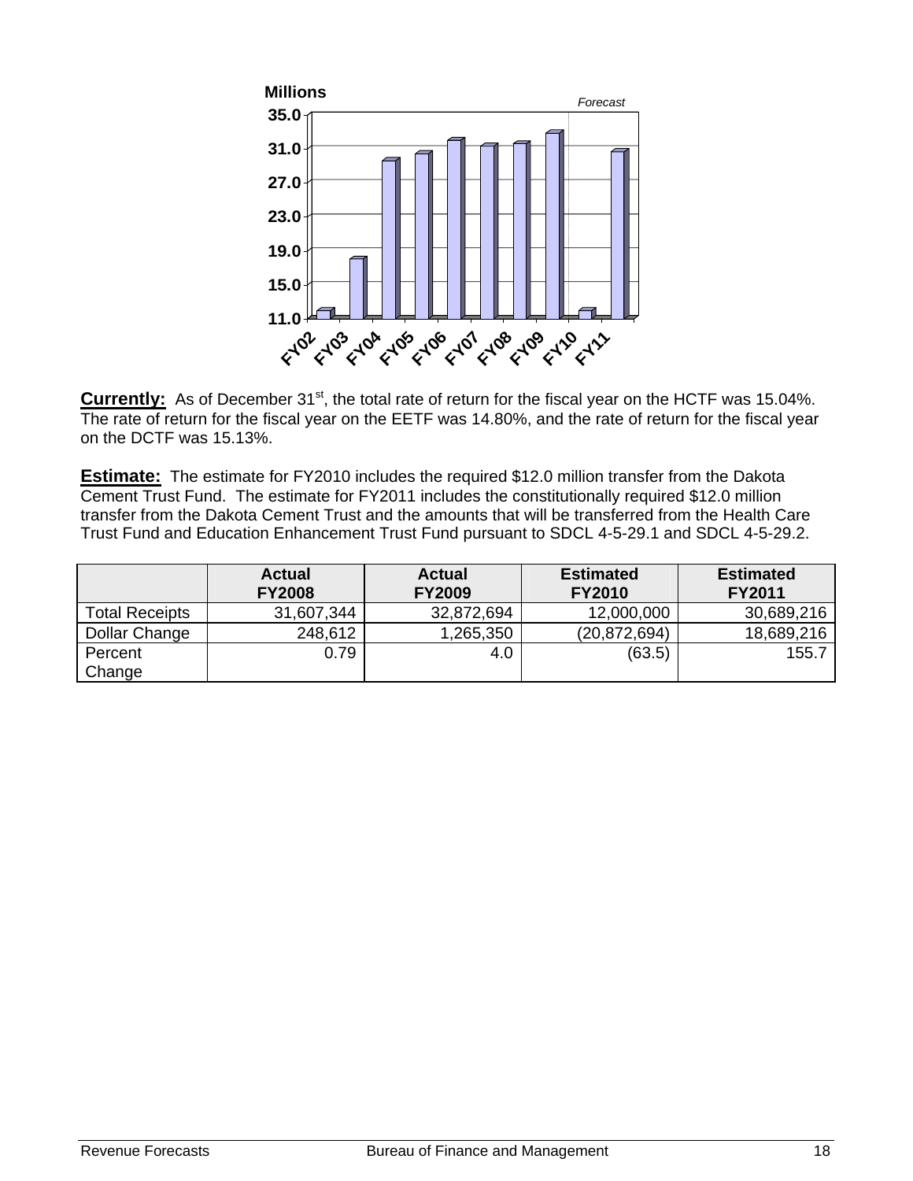Millions

Forecast

35.0
31.0
27.0
23.0
19.0
15.0
11.0

FY02 FY03 FY04 FY05 FY06 FY07 FY08 FY09 FY10 FY11

**Currently:** As of December 31st, the total rate of return for the fiscal year on the HCTF was 15.04%. The rate of return for the fiscal year on the EETF was 14.80%, and the rate of return for the fiscal year on the DCTF was 15.13%.

**Estimate:** The estimate for FY2010 includes the required $12.0 million transfer from the Dakota Cement Trust Fund. The estimate for FY2011 includes the constitutionally required $12.0 million transfer from the Dakota Cement Trust and the amounts that will be transferred from the Health Care Trust Fund and Education Enhancement Trust Fund pursuant to SDCL 4-5-29.1 and SDCL 4-5-29.2.

| | **Actual FY2008** | **Actual FY2009** | **Estimated FY2010** | **Estimated FY2011** |
|---|---|---|---|---|
| Total Receipts | 31,607,344 | 32,872,694 | 12,000,000 | 30,689,216 |
| Dollar Change | 248,612 | 1,265,350 | (20,872,694) | 18,689,216 |
| Percent Change | 0.79 | 4.0 | (63.5) | 155.7 |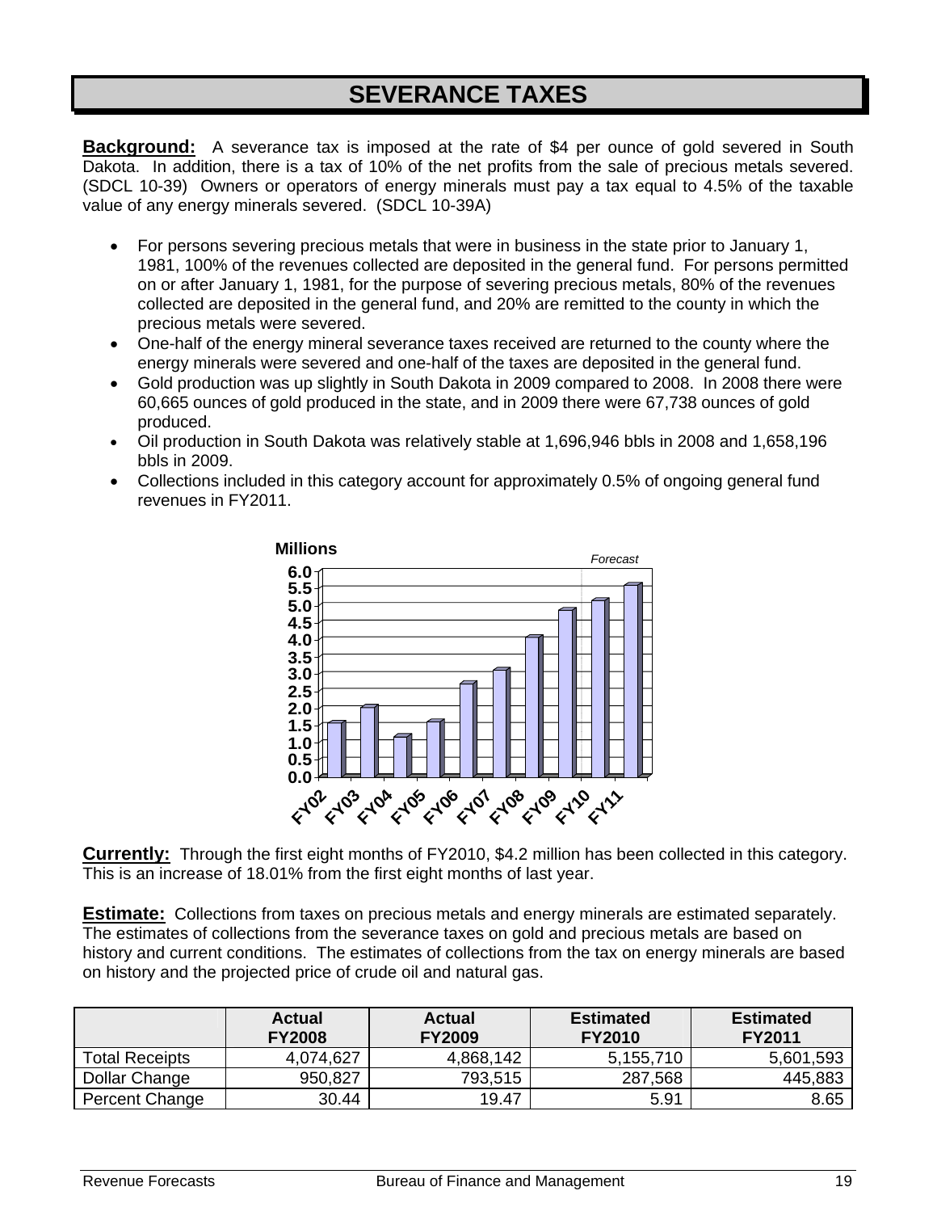# SEVERANCE TAXES

**Background:** A severance tax is imposed at the rate of $4 per ounce of gold severed in South Dakota. In addition, there is a tax of 10% of the net profits from the sale of precious metals severed. (SDCL 10-39) Owners or operators of energy minerals must pay a tax equal to 4.5% of the taxable value of any energy minerals severed. (SDCL 10-39A)

- For persons severing precious metals that were in business in the state prior to January 1, 1981, 100% of the revenues collected are deposited in the general fund. For persons permitted on or after January 1, 1981, for the purpose of severing precious metals, 80% of the revenues collected are deposited in the general fund, and 20% are remitted to the county in which the precious metals were severed.
- One-half of the energy mineral severance taxes received are returned to the county where the energy minerals were severed and one-half of the taxes are deposited in the general fund.
- Gold production was up slightly in South Dakota in 2009 compared to 2008. In 2008 there were 60,665 ounces of gold produced in the state, and in 2009 there were 67,738 ounces of gold produced.
- Oil production in South Dakota was relatively stable at 1,696,946 bbls in 2008 and 1,658,196 bbls in 2009.
- Collections included in this category account for approximately 0.5% of ongoing general fund revenues in FY2011.

**Currently:** Through the first eight months of FY2010, $4.2 million has been collected in this category. This is an increase of 18.01% from the first eight months of last year.

**Estimate:** Collections from taxes on precious metals and energy minerals are estimated separately. The estimates of collections from the severance taxes on gold and precious metals are based on history and current conditions. The estimates of collections from the tax on energy minerals are based on history and the projected price of crude oil and natural gas.

| | Actual FY2008 | Actual FY2009 | Estimated FY2010 | Estimated FY2011 |
|---|---|---|---|---|
| Total Receipts | 4,074,627 | 4,868,142 | 5,155,710 | 5,601,593 |
| Dollar Change | 950,827 | 793,515 | 287,568 | 445,883 |
| Percent Change | 30.44 | 19.47 | 5.91 | 8.65 |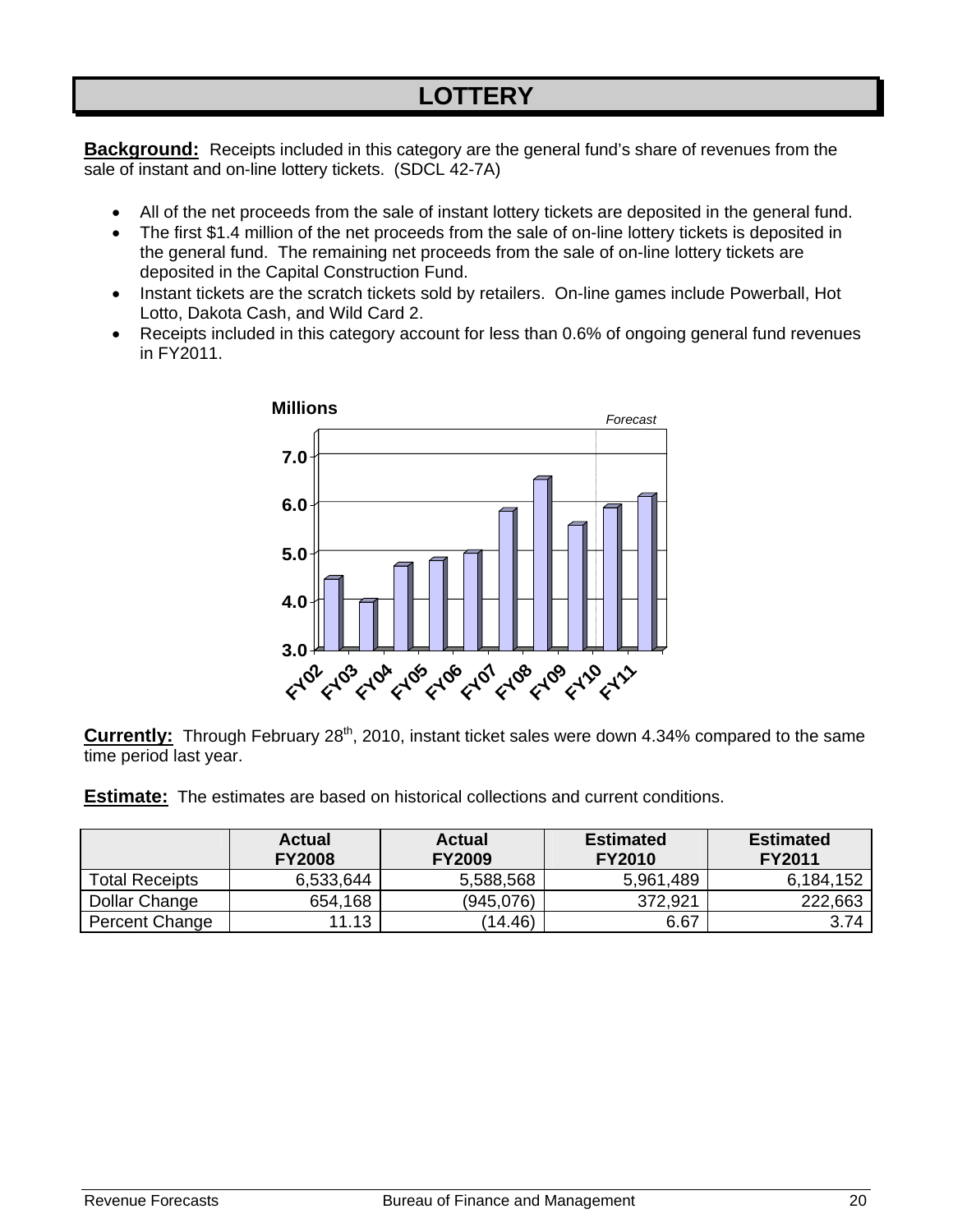# LOTTERY

**Background:** Receipts included in this category are the general fund's share of revenues from the sale of instant and on-line lottery tickets. (SDCL 42-7A)

- All of the net proceeds from the sale of instant lottery tickets are deposited in the general fund.
- The first $1.4 million of the net proceeds from the sale of on-line lottery tickets is deposited in the general fund. The remaining net proceeds from the sale of on-line lottery tickets are deposited in the Capital Construction Fund.
- Instant tickets are the scratch tickets sold by retailers. On-line games include Powerball, Hot Lotto, Dakota Cash, and Wild Card 2.
- Receipts included in this category account for less than 0.6% of ongoing general fund revenues in FY2011.

**Currently:** Through February 28th, 2010, instant ticket sales were down 4.34% compared to the same time period last year.

**Estimate:** The estimates are based on historical collections and current conditions.

| | Actual FY2008 | Actual FY2009 | Estimated FY2010 | Estimated FY2011 |
|---|---|---|---|---|
| Total Receipts | 6,533,644 | 5,588,568 | 5,961,489 | 6,184,152 |
| Dollar Change | 654,168 | (945,076) | 372,921 | 222,663 |
| Percent Change | 11.13 | (14.46) | 6.67 | 3.74 |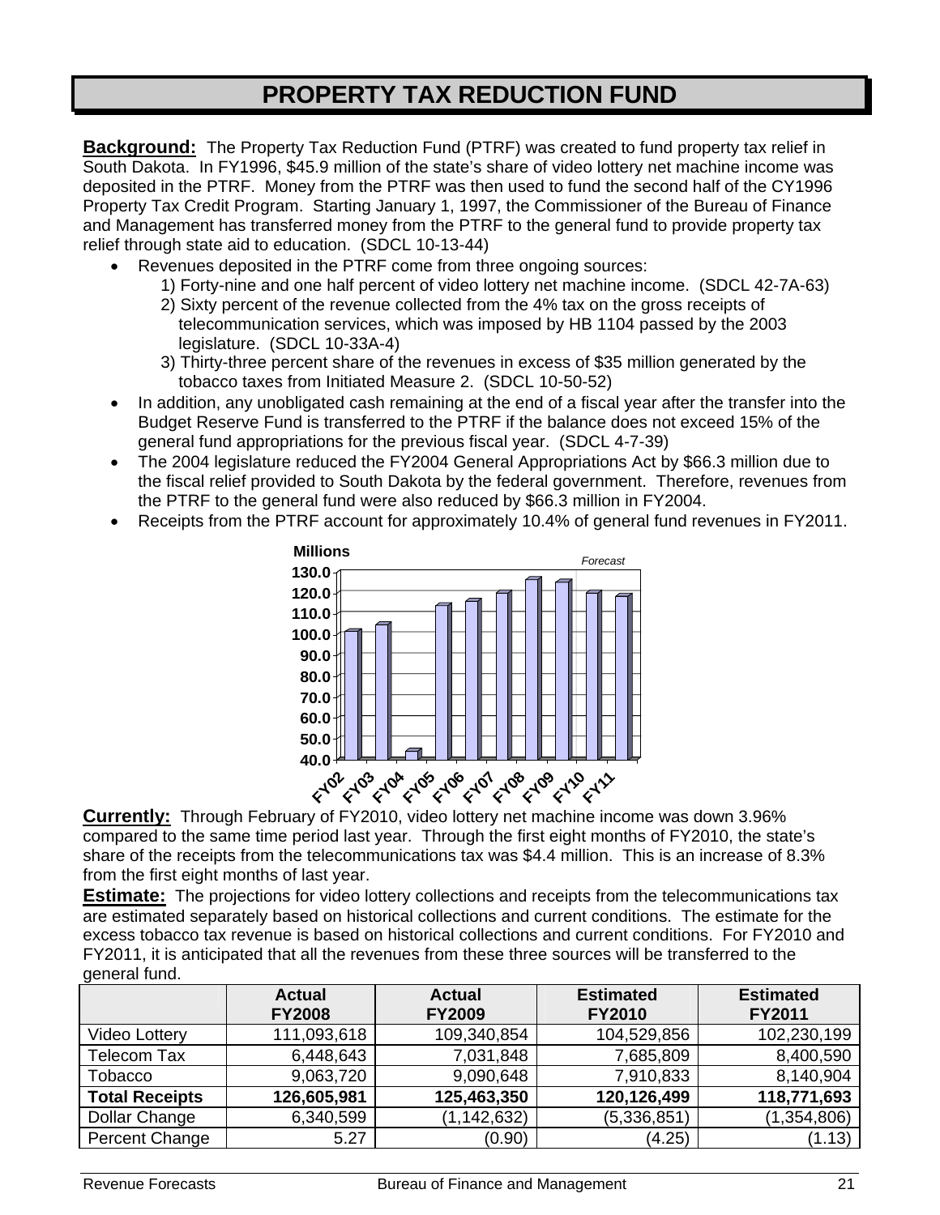# PROPERTY TAX REDUCTION FUND

**Background:** The Property Tax Reduction Fund (PTRF) was created to fund property tax relief in South Dakota. In FY1996, $45.9 million of the state's share of video lottery net machine income was deposited in the PTRF. Money from the PTRF was then used to fund the second half of the CY1996 Property Tax Credit Program. Starting January 1, 1997, the Commissioner of the Bureau of Finance and Management has transferred money from the PTRF to the general fund to provide property tax relief through state aid to education. (SDCL 10-13-44)

- Revenues deposited in the PTRF come from three ongoing sources:
  1) Forty-nine and one half percent of video lottery net machine income. (SDCL 42-7A-63)
  2) Sixty percent of the revenue collected from the 4% tax on the gross receipts of telecommunication services, which was imposed by HB 1104 passed by the 2003 legislature. (SDCL 10-33A-4)
  3) Thirty-three percent share of the revenues in excess of $35 million generated by the tobacco taxes from Initiated Measure 2. (SDCL 10-50-52)
- In addition, any unobligated cash remaining at the end of a fiscal year after the transfer into the Budget Reserve Fund is transferred to the PTRF if the balance does not exceed 15% of the general fund appropriations for the previous fiscal year. (SDCL 4-7-39)
- The 2004 legislature reduced the FY2004 General Appropriations Act by $66.3 million due to the fiscal relief provided to South Dakota by the federal government. Therefore, revenues from the PTRF to the general fund were also reduced by $66.3 million in FY2004.
- Receipts from the PTRF account for approximately 10.4% of general fund revenues in FY2011.

Millions — *Forecast*

(Bar chart: FY02 through FY11, y-axis 40.0 to 130.0)

**Currently:** Through February of FY2010, video lottery net machine income was down 3.96% compared to the same time period last year. Through the first eight months of FY2010, the state's share of the receipts from the telecommunications tax was $4.4 million. This is an increase of 8.3% from the first eight months of last year.

**Estimate:** The projections for video lottery collections and receipts from the telecommunications tax are estimated separately based on historical collections and current conditions. The estimate for the excess tobacco tax revenue is based on historical collections and current conditions. For FY2010 and FY2011, it is anticipated that all the revenues from these three sources will be transferred to the general fund.

| | Actual FY2008 | Actual FY2009 | Estimated FY2010 | Estimated FY2011 |
|---|---|---|---|---|
| Video Lottery | 111,093,618 | 109,340,854 | 104,529,856 | 102,230,199 |
| Telecom Tax | 6,448,643 | 7,031,848 | 7,685,809 | 8,400,590 |
| Tobacco | 9,063,720 | 9,090,648 | 7,910,833 | 8,140,904 |
| **Total Receipts** | **126,605,981** | **125,463,350** | **120,126,499** | **118,771,693** |
| Dollar Change | 6,340,599 | (1,142,632) | (5,336,851) | (1,354,806) |
| Percent Change | 5.27 | (0.90) | (4.25) | (1.13) |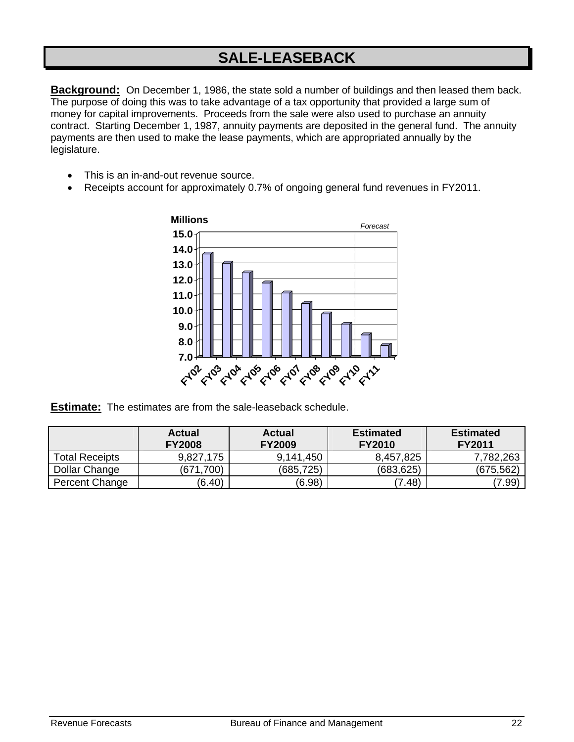# SALE-LEASEBACK

**Background:** On December 1, 1986, the state sold a number of buildings and then leased them back. The purpose of doing this was to take advantage of a tax opportunity that provided a large sum of money for capital improvements. Proceeds from the sale were also used to purchase an annuity contract. Starting December 1, 1987, annuity payments are deposited in the general fund. The annuity payments are then used to make the lease payments, which are appropriated annually by the legislature.

- This is an in-and-out revenue source.
- Receipts account for approximately 0.7% of ongoing general fund revenues in FY2011.

**Estimate:** The estimates are from the sale-leaseback schedule.

| | Actual FY2008 | Actual FY2009 | Estimated FY2010 | Estimated FY2011 |
|---|---|---|---|---|
| Total Receipts | 9,827,175 | 9,141,450 | 8,457,825 | 7,782,263 |
| Dollar Change | (671,700) | (685,725) | (683,625) | (675,562) |
| Percent Change | (6.40) | (6.98) | (7.48) | (7.99) |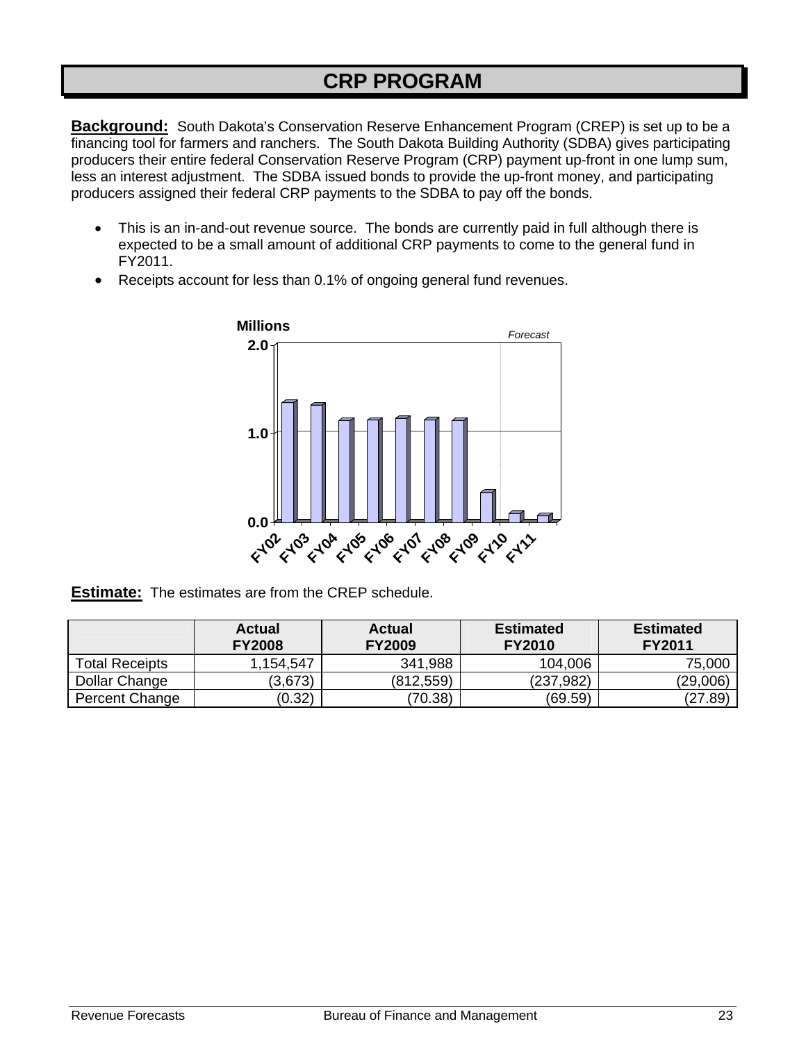# CRP PROGRAM

**Background:** South Dakota's Conservation Reserve Enhancement Program (CREP) is set up to be a financing tool for farmers and ranchers. The South Dakota Building Authority (SDBA) gives participating producers their entire federal Conservation Reserve Program (CRP) payment up-front in one lump sum, less an interest adjustment. The SDBA issued bonds to provide the up-front money, and participating producers assigned their federal CRP payments to the SDBA to pay off the bonds.

- This is an in-and-out revenue source. The bonds are currently paid in full although there is expected to be a small amount of additional CRP payments to come to the general fund in FY2011.
- Receipts account for less than 0.1% of ongoing general fund revenues.

Millions

*Forecast*

2.0

1.0

0.0

FY02 FY03 FY04 FY05 FY06 FY07 FY08 FY09 FY10 FY11

**Estimate:** The estimates are from the CREP schedule.

| | Actual FY2008 | Actual FY2009 | Estimated FY2010 | Estimated FY2011 |
|---|---|---|---|---|
| Total Receipts | 1,154,547 | 341,988 | 104,006 | 75,000 |
| Dollar Change | (3,673) | (812,559) | (237,982) | (29,006) |
| Percent Change | (0.32) | (70.38) | (69.59) | (27.89) |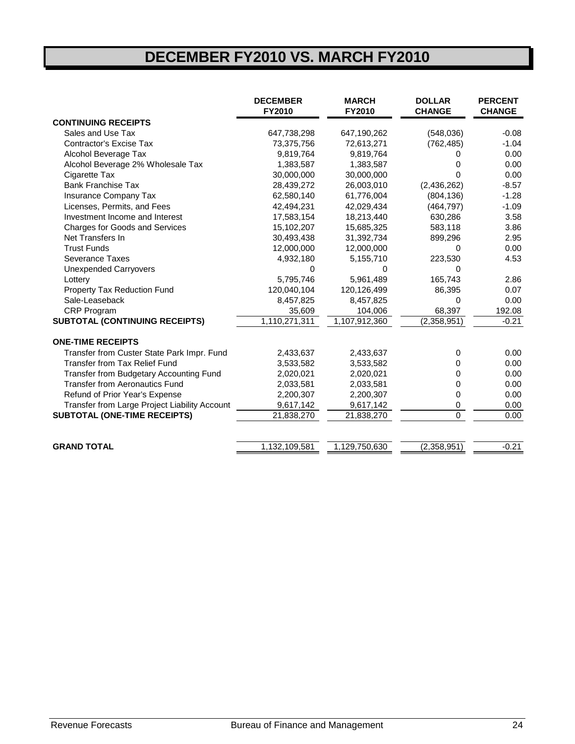# DECEMBER FY2010 VS. MARCH FY2010

| | DECEMBER FY2010 | MARCH FY2010 | DOLLAR CHANGE | PERCENT CHANGE |
|---|---|---|---|---|
| **CONTINUING RECEIPTS** | | | | |
| Sales and Use Tax | 647,738,298 | 647,190,262 | (548,036) | -0.08 |
| Contractor's Excise Tax | 73,375,756 | 72,613,271 | (762,485) | -1.04 |
| Alcohol Beverage Tax | 9,819,764 | 9,819,764 | 0 | 0.00 |
| Alcohol Beverage 2% Wholesale Tax | 1,383,587 | 1,383,587 | 0 | 0.00 |
| Cigarette Tax | 30,000,000 | 30,000,000 | 0 | 0.00 |
| Bank Franchise Tax | 28,439,272 | 26,003,010 | (2,436,262) | -8.57 |
| Insurance Company Tax | 62,580,140 | 61,776,004 | (804,136) | -1.28 |
| Licenses, Permits, and Fees | 42,494,231 | 42,029,434 | (464,797) | -1.09 |
| Investment Income and Interest | 17,583,154 | 18,213,440 | 630,286 | 3.58 |
| Charges for Goods and Services | 15,102,207 | 15,685,325 | 583,118 | 3.86 |
| Net Transfers In | 30,493,438 | 31,392,734 | 899,296 | 2.95 |
| Trust Funds | 12,000,000 | 12,000,000 | 0 | 0.00 |
| Severance Taxes | 4,932,180 | 5,155,710 | 223,530 | 4.53 |
| Unexpended Carryovers | 0 | 0 | 0 | |
| Lottery | 5,795,746 | 5,961,489 | 165,743 | 2.86 |
| Property Tax Reduction Fund | 120,040,104 | 120,126,499 | 86,395 | 0.07 |
| Sale-Leaseback | 8,457,825 | 8,457,825 | 0 | 0.00 |
| CRP Program | 35,609 | 104,006 | 68,397 | 192.08 |
| **SUBTOTAL (CONTINUING RECEIPTS)** | 1,110,271,311 | 1,107,912,360 | (2,358,951) | -0.21 |
| **ONE-TIME RECEIPTS** | | | | |
| Transfer from Custer State Park Impr. Fund | 2,433,637 | 2,433,637 | 0 | 0.00 |
| Transfer from Tax Relief Fund | 3,533,582 | 3,533,582 | 0 | 0.00 |
| Transfer from Budgetary Accounting Fund | 2,020,021 | 2,020,021 | 0 | 0.00 |
| Transfer from Aeronautics Fund | 2,033,581 | 2,033,581 | 0 | 0.00 |
| Refund of Prior Year's Expense | 2,200,307 | 2,200,307 | 0 | 0.00 |
| Transfer from Large Project Liability Account | 9,617,142 | 9,617,142 | 0 | 0.00 |
| **SUBTOTAL (ONE-TIME RECEIPTS)** | 21,838,270 | 21,838,270 | 0 | 0.00 |
| **GRAND TOTAL** | 1,132,109,581 | 1,129,750,630 | (2,358,951) | -0.21 |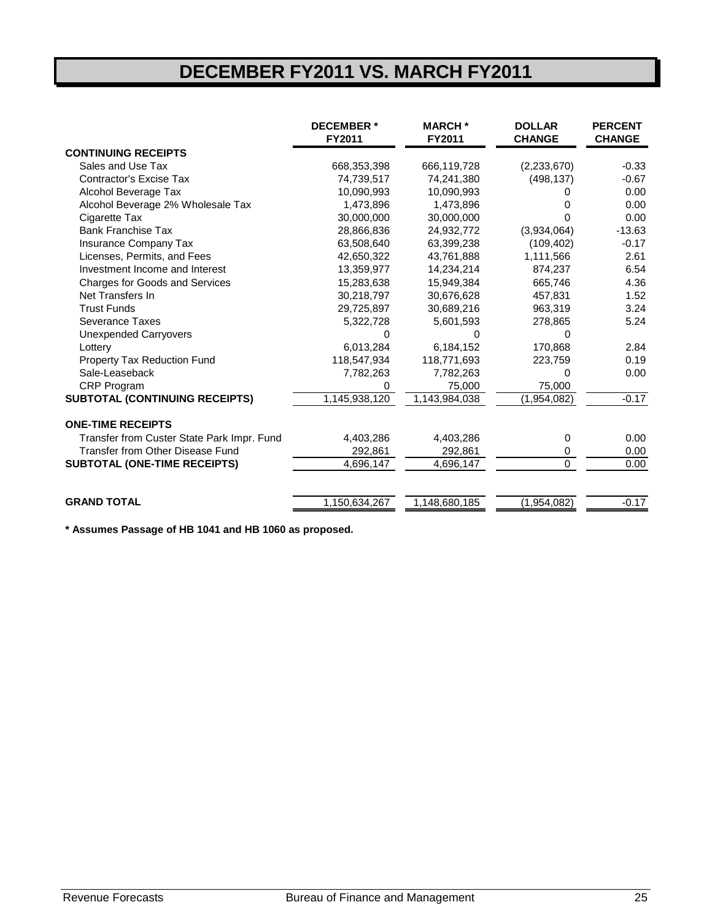# DECEMBER FY2011 VS. MARCH FY2011

| | DECEMBER * FY2011 | MARCH * FY2011 | DOLLAR CHANGE | PERCENT CHANGE |
|---|---|---|---|---|
| **CONTINUING RECEIPTS** | | | | |
| Sales and Use Tax | 668,353,398 | 666,119,728 | (2,233,670) | -0.33 |
| Contractor's Excise Tax | 74,739,517 | 74,241,380 | (498,137) | -0.67 |
| Alcohol Beverage Tax | 10,090,993 | 10,090,993 | 0 | 0.00 |
| Alcohol Beverage 2% Wholesale Tax | 1,473,896 | 1,473,896 | 0 | 0.00 |
| Cigarette Tax | 30,000,000 | 30,000,000 | 0 | 0.00 |
| Bank Franchise Tax | 28,866,836 | 24,932,772 | (3,934,064) | -13.63 |
| Insurance Company Tax | 63,508,640 | 63,399,238 | (109,402) | -0.17 |
| Licenses, Permits, and Fees | 42,650,322 | 43,761,888 | 1,111,566 | 2.61 |
| Investment Income and Interest | 13,359,977 | 14,234,214 | 874,237 | 6.54 |
| Charges for Goods and Services | 15,283,638 | 15,949,384 | 665,746 | 4.36 |
| Net Transfers In | 30,218,797 | 30,676,628 | 457,831 | 1.52 |
| Trust Funds | 29,725,897 | 30,689,216 | 963,319 | 3.24 |
| Severance Taxes | 5,322,728 | 5,601,593 | 278,865 | 5.24 |
| Unexpended Carryovers | 0 | 0 | 0 | |
| Lottery | 6,013,284 | 6,184,152 | 170,868 | 2.84 |
| Property Tax Reduction Fund | 118,547,934 | 118,771,693 | 223,759 | 0.19 |
| Sale-Leaseback | 7,782,263 | 7,782,263 | 0 | 0.00 |
| CRP Program | 0 | 75,000 | 75,000 | |
| **SUBTOTAL (CONTINUING RECEIPTS)** | 1,145,938,120 | 1,143,984,038 | (1,954,082) | -0.17 |
| | | | | |
| **ONE-TIME RECEIPTS** | | | | |
| Transfer from Custer State Park Impr. Fund | 4,403,286 | 4,403,286 | 0 | 0.00 |
| Transfer from Other Disease Fund | 292,861 | 292,861 | 0 | 0.00 |
| **SUBTOTAL (ONE-TIME RECEIPTS)** | 4,696,147 | 4,696,147 | 0 | 0.00 |
| | | | | |
| **GRAND TOTAL** | 1,150,634,267 | 1,148,680,185 | (1,954,082) | -0.17 |

**\* Assumes Passage of HB 1041 and HB 1060 as proposed.**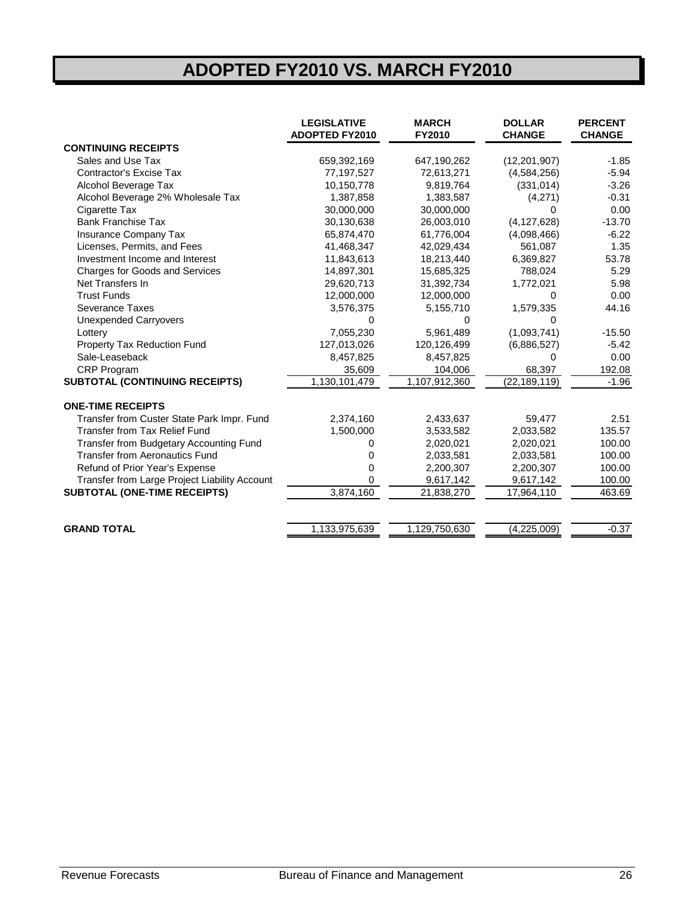# ADOPTED FY2010 VS. MARCH FY2010

| | LEGISLATIVE ADOPTED FY2010 | MARCH FY2010 | DOLLAR CHANGE | PERCENT CHANGE |
|---|---|---|---|---|
| **CONTINUING RECEIPTS** | | | | |
| Sales and Use Tax | 659,392,169 | 647,190,262 | (12,201,907) | -1.85 |
| Contractor's Excise Tax | 77,197,527 | 72,613,271 | (4,584,256) | -5.94 |
| Alcohol Beverage Tax | 10,150,778 | 9,819,764 | (331,014) | -3.26 |
| Alcohol Beverage 2% Wholesale Tax | 1,387,858 | 1,383,587 | (4,271) | -0.31 |
| Cigarette Tax | 30,000,000 | 30,000,000 | 0 | 0.00 |
| Bank Franchise Tax | 30,130,638 | 26,003,010 | (4,127,628) | -13.70 |
| Insurance Company Tax | 65,874,470 | 61,776,004 | (4,098,466) | -6.22 |
| Licenses, Permits, and Fees | 41,468,347 | 42,029,434 | 561,087 | 1.35 |
| Investment Income and Interest | 11,843,613 | 18,213,440 | 6,369,827 | 53.78 |
| Charges for Goods and Services | 14,897,301 | 15,685,325 | 788,024 | 5.29 |
| Net Transfers In | 29,620,713 | 31,392,734 | 1,772,021 | 5.98 |
| Trust Funds | 12,000,000 | 12,000,000 | 0 | 0.00 |
| Severance Taxes | 3,576,375 | 5,155,710 | 1,579,335 | 44.16 |
| Unexpended Carryovers | 0 | 0 | 0 | |
| Lottery | 7,055,230 | 5,961,489 | (1,093,741) | -15.50 |
| Property Tax Reduction Fund | 127,013,026 | 120,126,499 | (6,886,527) | -5.42 |
| Sale-Leaseback | 8,457,825 | 8,457,825 | 0 | 0.00 |
| CRP Program | 35,609 | 104,006 | 68,397 | 192.08 |
| **SUBTOTAL (CONTINUING RECEIPTS)** | 1,130,101,479 | 1,107,912,360 | (22,189,119) | -1.96 |
| **ONE-TIME RECEIPTS** | | | | |
| Transfer from Custer State Park Impr. Fund | 2,374,160 | 2,433,637 | 59,477 | 2.51 |
| Transfer from Tax Relief Fund | 1,500,000 | 3,533,582 | 2,033,582 | 135.57 |
| Transfer from Budgetary Accounting Fund | 0 | 2,020,021 | 2,020,021 | 100.00 |
| Transfer from Aeronautics Fund | 0 | 2,033,581 | 2,033,581 | 100.00 |
| Refund of Prior Year's Expense | 0 | 2,200,307 | 2,200,307 | 100.00 |
| Transfer from Large Project Liability Account | 0 | 9,617,142 | 9,617,142 | 100.00 |
| **SUBTOTAL (ONE-TIME RECEIPTS)** | 3,874,160 | 21,838,270 | 17,964,110 | 463.69 |
| **GRAND TOTAL** | 1,133,975,639 | 1,129,750,630 | (4,225,009) | -0.37 |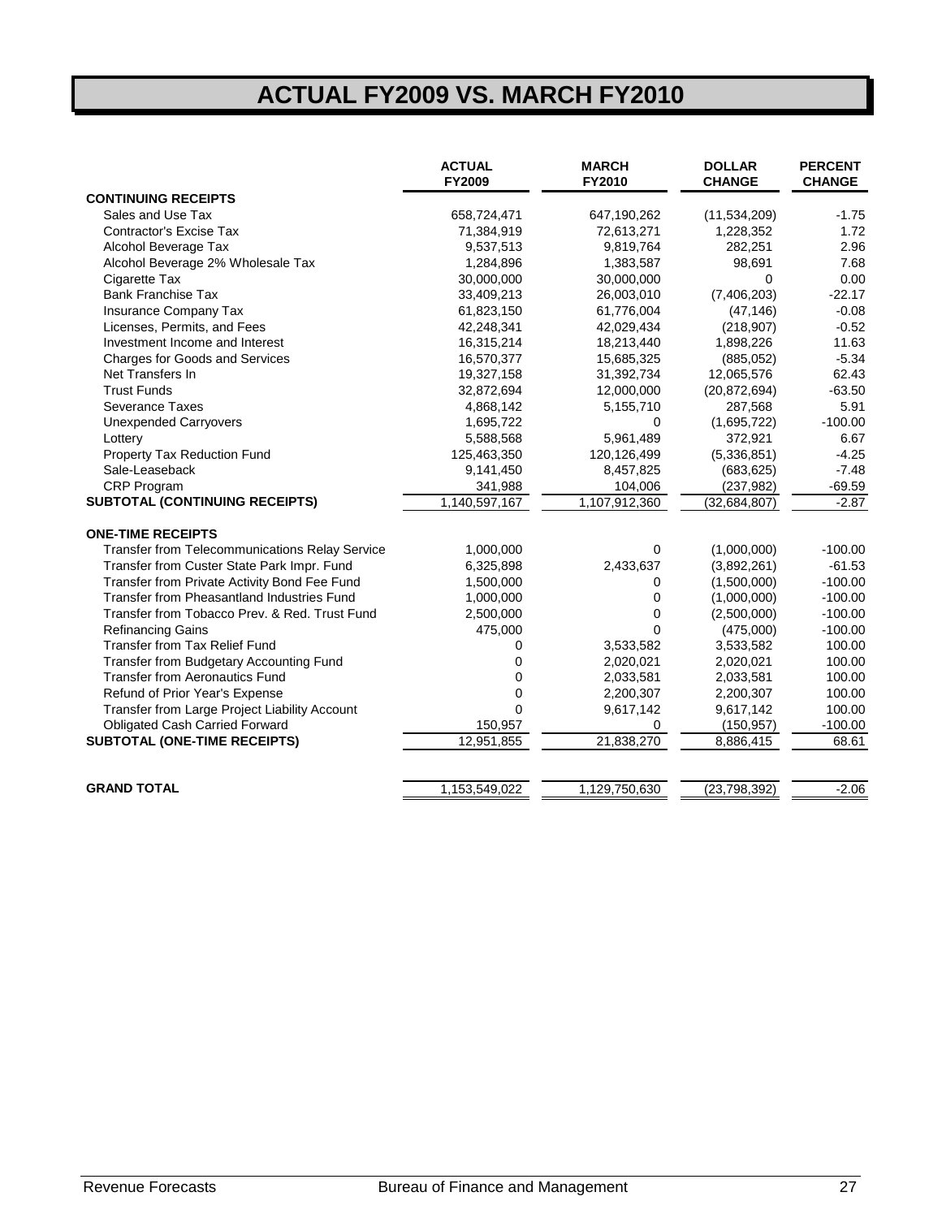# ACTUAL FY2009 VS. MARCH FY2010

| | ACTUAL FY2009 | MARCH FY2010 | DOLLAR CHANGE | PERCENT CHANGE |
|---|---|---|---|---|
| **CONTINUING RECEIPTS** | | | | |
| Sales and Use Tax | 658,724,471 | 647,190,262 | (11,534,209) | -1.75 |
| Contractor's Excise Tax | 71,384,919 | 72,613,271 | 1,228,352 | 1.72 |
| Alcohol Beverage Tax | 9,537,513 | 9,819,764 | 282,251 | 2.96 |
| Alcohol Beverage 2% Wholesale Tax | 1,284,896 | 1,383,587 | 98,691 | 7.68 |
| Cigarette Tax | 30,000,000 | 30,000,000 | 0 | 0.00 |
| Bank Franchise Tax | 33,409,213 | 26,003,010 | (7,406,203) | -22.17 |
| Insurance Company Tax | 61,823,150 | 61,776,004 | (47,146) | -0.08 |
| Licenses, Permits, and Fees | 42,248,341 | 42,029,434 | (218,907) | -0.52 |
| Investment Income and Interest | 16,315,214 | 18,213,440 | 1,898,226 | 11.63 |
| Charges for Goods and Services | 16,570,377 | 15,685,325 | (885,052) | -5.34 |
| Net Transfers In | 19,327,158 | 31,392,734 | 12,065,576 | 62.43 |
| Trust Funds | 32,872,694 | 12,000,000 | (20,872,694) | -63.50 |
| Severance Taxes | 4,868,142 | 5,155,710 | 287,568 | 5.91 |
| Unexpended Carryovers | 1,695,722 | 0 | (1,695,722) | -100.00 |
| Lottery | 5,588,568 | 5,961,489 | 372,921 | 6.67 |
| Property Tax Reduction Fund | 125,463,350 | 120,126,499 | (5,336,851) | -4.25 |
| Sale-Leaseback | 9,141,450 | 8,457,825 | (683,625) | -7.48 |
| CRP Program | 341,988 | 104,006 | (237,982) | -69.59 |
| **SUBTOTAL (CONTINUING RECEIPTS)** | 1,140,597,167 | 1,107,912,360 | (32,684,807) | -2.87 |
| **ONE-TIME RECEIPTS** | | | | |
| Transfer from Telecommunications Relay Service | 1,000,000 | 0 | (1,000,000) | -100.00 |
| Transfer from Custer State Park Impr. Fund | 6,325,898 | 2,433,637 | (3,892,261) | -61.53 |
| Transfer from Private Activity Bond Fee Fund | 1,500,000 | 0 | (1,500,000) | -100.00 |
| Transfer from Pheasantland Industries Fund | 1,000,000 | 0 | (1,000,000) | -100.00 |
| Transfer from Tobacco Prev. & Red. Trust Fund | 2,500,000 | 0 | (2,500,000) | -100.00 |
| Refinancing Gains | 475,000 | 0 | (475,000) | -100.00 |
| Transfer from Tax Relief Fund | 0 | 3,533,582 | 3,533,582 | 100.00 |
| Transfer from Budgetary Accounting Fund | 0 | 2,020,021 | 2,020,021 | 100.00 |
| Transfer from Aeronautics Fund | 0 | 2,033,581 | 2,033,581 | 100.00 |
| Refund of Prior Year's Expense | 0 | 2,200,307 | 2,200,307 | 100.00 |
| Transfer from Large Project Liability Account | 0 | 9,617,142 | 9,617,142 | 100.00 |
| Obligated Cash Carried Forward | 150,957 | 0 | (150,957) | -100.00 |
| **SUBTOTAL (ONE-TIME RECEIPTS)** | 12,951,855 | 21,838,270 | 8,886,415 | 68.61 |
| **GRAND TOTAL** | 1,153,549,022 | 1,129,750,630 | (23,798,392) | -2.06 |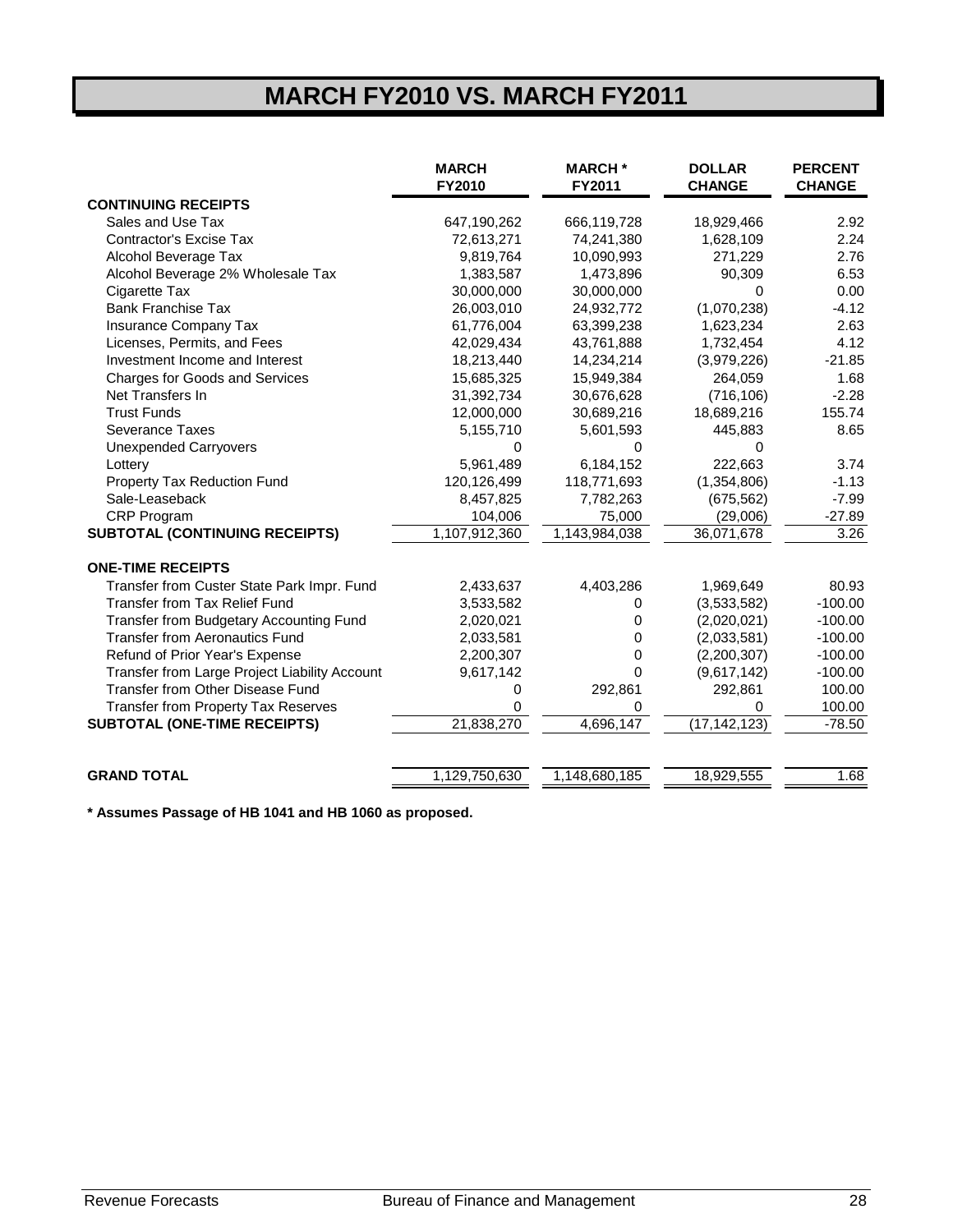# MARCH FY2010 VS. MARCH FY2011

| | MARCH FY2010 | MARCH * FY2011 | DOLLAR CHANGE | PERCENT CHANGE |
|---|---|---|---|---|
| **CONTINUING RECEIPTS** | | | | |
| Sales and Use Tax | 647,190,262 | 666,119,728 | 18,929,466 | 2.92 |
| Contractor's Excise Tax | 72,613,271 | 74,241,380 | 1,628,109 | 2.24 |
| Alcohol Beverage Tax | 9,819,764 | 10,090,993 | 271,229 | 2.76 |
| Alcohol Beverage 2% Wholesale Tax | 1,383,587 | 1,473,896 | 90,309 | 6.53 |
| Cigarette Tax | 30,000,000 | 30,000,000 | 0 | 0.00 |
| Bank Franchise Tax | 26,003,010 | 24,932,772 | (1,070,238) | -4.12 |
| Insurance Company Tax | 61,776,004 | 63,399,238 | 1,623,234 | 2.63 |
| Licenses, Permits, and Fees | 42,029,434 | 43,761,888 | 1,732,454 | 4.12 |
| Investment Income and Interest | 18,213,440 | 14,234,214 | (3,979,226) | -21.85 |
| Charges for Goods and Services | 15,685,325 | 15,949,384 | 264,059 | 1.68 |
| Net Transfers In | 31,392,734 | 30,676,628 | (716,106) | -2.28 |
| Trust Funds | 12,000,000 | 30,689,216 | 18,689,216 | 155.74 |
| Severance Taxes | 5,155,710 | 5,601,593 | 445,883 | 8.65 |
| Unexpended Carryovers | 0 | 0 | 0 | |
| Lottery | 5,961,489 | 6,184,152 | 222,663 | 3.74 |
| Property Tax Reduction Fund | 120,126,499 | 118,771,693 | (1,354,806) | -1.13 |
| Sale-Leaseback | 8,457,825 | 7,782,263 | (675,562) | -7.99 |
| CRP Program | 104,006 | 75,000 | (29,006) | -27.89 |
| **SUBTOTAL (CONTINUING RECEIPTS)** | 1,107,912,360 | 1,143,984,038 | 36,071,678 | 3.26 |
| **ONE-TIME RECEIPTS** | | | | |
| Transfer from Custer State Park Impr. Fund | 2,433,637 | 4,403,286 | 1,969,649 | 80.93 |
| Transfer from Tax Relief Fund | 3,533,582 | 0 | (3,533,582) | -100.00 |
| Transfer from Budgetary Accounting Fund | 2,020,021 | 0 | (2,020,021) | -100.00 |
| Transfer from Aeronautics Fund | 2,033,581 | 0 | (2,033,581) | -100.00 |
| Refund of Prior Year's Expense | 2,200,307 | 0 | (2,200,307) | -100.00 |
| Transfer from Large Project Liability Account | 9,617,142 | 0 | (9,617,142) | -100.00 |
| Transfer from Other Disease Fund | 0 | 292,861 | 292,861 | 100.00 |
| Transfer from Property Tax Reserves | 0 | 0 | 0 | 100.00 |
| **SUBTOTAL (ONE-TIME RECEIPTS)** | 21,838,270 | 4,696,147 | (17,142,123) | -78.50 |
| **GRAND TOTAL** | 1,129,750,630 | 1,148,680,185 | 18,929,555 | 1.68 |

**\* Assumes Passage of HB 1041 and HB 1060 as proposed.**